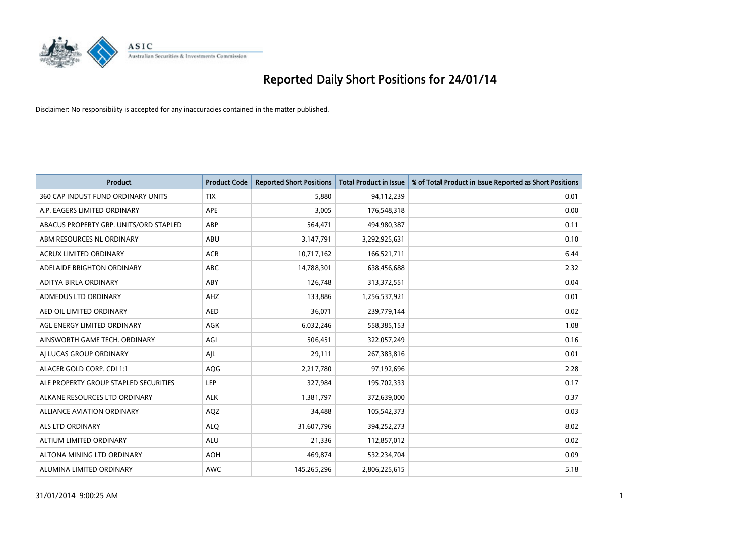# Reported Daily Short Positions for 24/01/14

Disclaimer: No responsibility is accepted for any inaccuracies contained in the matter published.

| Product | Product Code | Reported Short Positions | Total Product in Issue | % of Total Product in Issue Reported as Short Positions |
|---|---|---|---|---|
| 360 CAP INDUST FUND ORDINARY UNITS | TIX | 5,880 | 94,112,239 | 0.01 |
| A.P. EAGERS LIMITED ORDINARY | APE | 3,005 | 176,548,318 | 0.00 |
| ABACUS PROPERTY GRP. UNITS/ORD STAPLED | ABP | 564,471 | 494,980,387 | 0.11 |
| ABM RESOURCES NL ORDINARY | ABU | 3,147,791 | 3,292,925,631 | 0.10 |
| ACRUX LIMITED ORDINARY | ACR | 10,717,162 | 166,521,711 | 6.44 |
| ADELAIDE BRIGHTON ORDINARY | ABC | 14,788,301 | 638,456,688 | 2.32 |
| ADITYA BIRLA ORDINARY | ABY | 126,748 | 313,372,551 | 0.04 |
| ADMEDUS LTD ORDINARY | AHZ | 133,886 | 1,256,537,921 | 0.01 |
| AED OIL LIMITED ORDINARY | AED | 36,071 | 239,779,144 | 0.02 |
| AGL ENERGY LIMITED ORDINARY | AGK | 6,032,246 | 558,385,153 | 1.08 |
| AINSWORTH GAME TECH. ORDINARY | AGI | 506,451 | 322,057,249 | 0.16 |
| AJ LUCAS GROUP ORDINARY | AJL | 29,111 | 267,383,816 | 0.01 |
| ALACER GOLD CORP. CDI 1:1 | AQG | 2,217,780 | 97,192,696 | 2.28 |
| ALE PROPERTY GROUP STAPLED SECURITIES | LEP | 327,984 | 195,702,333 | 0.17 |
| ALKANE RESOURCES LTD ORDINARY | ALK | 1,381,797 | 372,639,000 | 0.37 |
| ALLIANCE AVIATION ORDINARY | AQZ | 34,488 | 105,542,373 | 0.03 |
| ALS LTD ORDINARY | ALQ | 31,607,796 | 394,252,273 | 8.02 |
| ALTIUM LIMITED ORDINARY | ALU | 21,336 | 112,857,012 | 0.02 |
| ALTONA MINING LTD ORDINARY | AOH | 469,874 | 532,234,704 | 0.09 |
| ALUMINA LIMITED ORDINARY | AWC | 145,265,296 | 2,806,225,615 | 5.18 |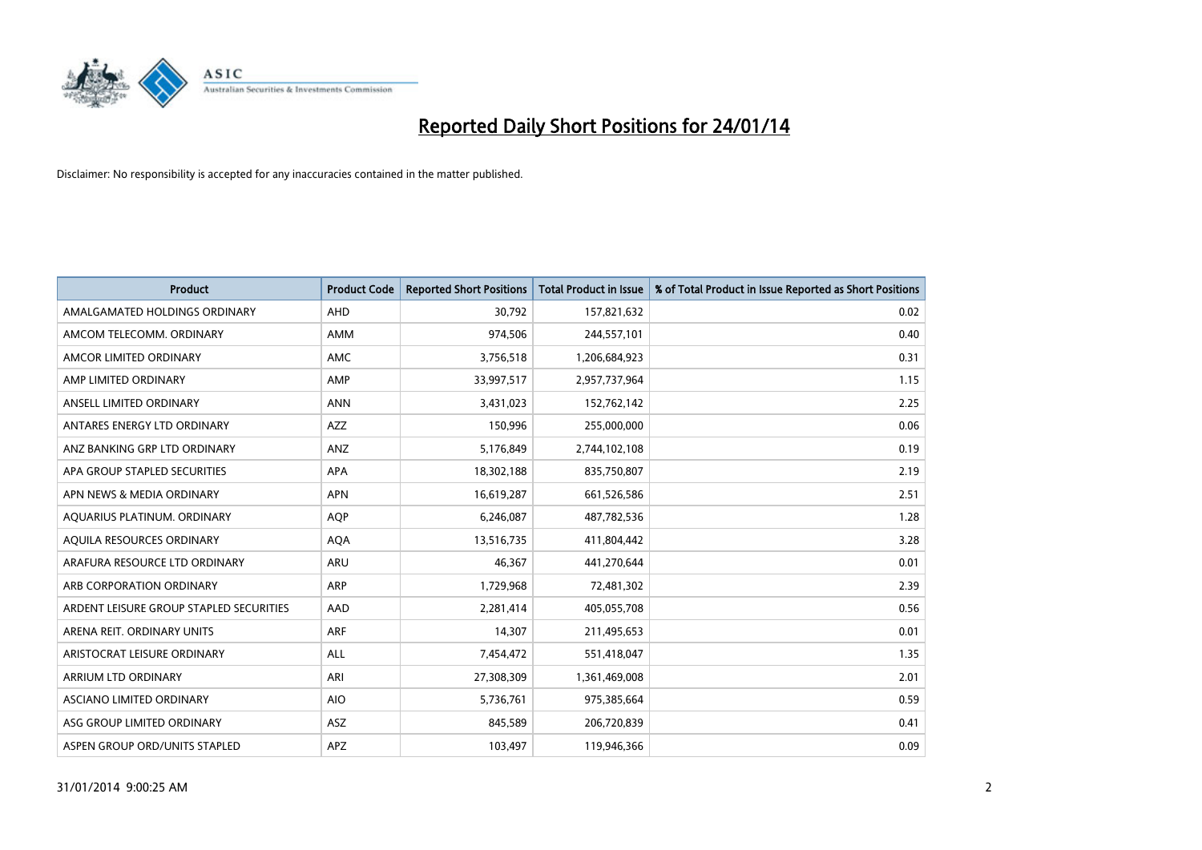# Reported Daily Short Positions for 24/01/14

Disclaimer: No responsibility is accepted for any inaccuracies contained in the matter published.

| Product | Product Code | Reported Short Positions | Total Product in Issue | % of Total Product in Issue Reported as Short Positions |
|---|---|---|---|---|
| AMALGAMATED HOLDINGS ORDINARY | AHD | 30,792 | 157,821,632 | 0.02 |
| AMCOM TELECOMM. ORDINARY | AMM | 974,506 | 244,557,101 | 0.40 |
| AMCOR LIMITED ORDINARY | AMC | 3,756,518 | 1,206,684,923 | 0.31 |
| AMP LIMITED ORDINARY | AMP | 33,997,517 | 2,957,737,964 | 1.15 |
| ANSELL LIMITED ORDINARY | ANN | 3,431,023 | 152,762,142 | 2.25 |
| ANTARES ENERGY LTD ORDINARY | AZZ | 150,996 | 255,000,000 | 0.06 |
| ANZ BANKING GRP LTD ORDINARY | ANZ | 5,176,849 | 2,744,102,108 | 0.19 |
| APA GROUP STAPLED SECURITIES | APA | 18,302,188 | 835,750,807 | 2.19 |
| APN NEWS & MEDIA ORDINARY | APN | 16,619,287 | 661,526,586 | 2.51 |
| AQUARIUS PLATINUM. ORDINARY | AQP | 6,246,087 | 487,782,536 | 1.28 |
| AQUILA RESOURCES ORDINARY | AQA | 13,516,735 | 411,804,442 | 3.28 |
| ARAFURA RESOURCE LTD ORDINARY | ARU | 46,367 | 441,270,644 | 0.01 |
| ARB CORPORATION ORDINARY | ARP | 1,729,968 | 72,481,302 | 2.39 |
| ARDENT LEISURE GROUP STAPLED SECURITIES | AAD | 2,281,414 | 405,055,708 | 0.56 |
| ARENA REIT. ORDINARY UNITS | ARF | 14,307 | 211,495,653 | 0.01 |
| ARISTOCRAT LEISURE ORDINARY | ALL | 7,454,472 | 551,418,047 | 1.35 |
| ARRIUM LTD ORDINARY | ARI | 27,308,309 | 1,361,469,008 | 2.01 |
| ASCIANO LIMITED ORDINARY | AIO | 5,736,761 | 975,385,664 | 0.59 |
| ASG GROUP LIMITED ORDINARY | ASZ | 845,589 | 206,720,839 | 0.41 |
| ASPEN GROUP ORD/UNITS STAPLED | APZ | 103,497 | 119,946,366 | 0.09 |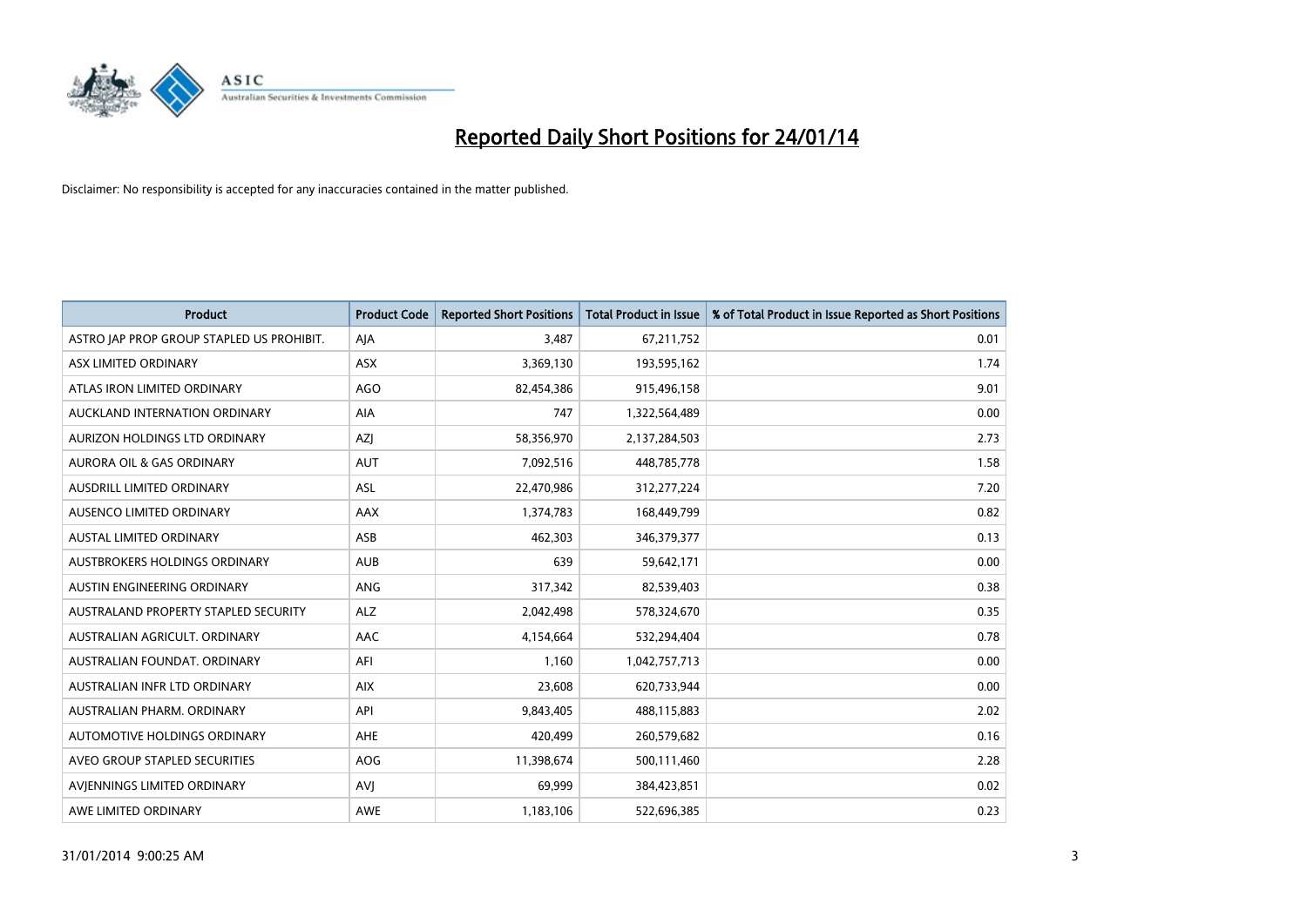# Reported Daily Short Positions for 24/01/14

Disclaimer: No responsibility is accepted for any inaccuracies contained in the matter published.

| Product | Product Code | Reported Short Positions | Total Product in Issue | % of Total Product in Issue Reported as Short Positions |
|---|---|---|---|---|
| ASTRO JAP PROP GROUP STAPLED US PROHIBIT. | AJA | 3,487 | 67,211,752 | 0.01 |
| ASX LIMITED ORDINARY | ASX | 3,369,130 | 193,595,162 | 1.74 |
| ATLAS IRON LIMITED ORDINARY | AGO | 82,454,386 | 915,496,158 | 9.01 |
| AUCKLAND INTERNATION ORDINARY | AIA | 747 | 1,322,564,489 | 0.00 |
| AURIZON HOLDINGS LTD ORDINARY | AZJ | 58,356,970 | 2,137,284,503 | 2.73 |
| AURORA OIL & GAS ORDINARY | AUT | 7,092,516 | 448,785,778 | 1.58 |
| AUSDRILL LIMITED ORDINARY | ASL | 22,470,986 | 312,277,224 | 7.20 |
| AUSENCO LIMITED ORDINARY | AAX | 1,374,783 | 168,449,799 | 0.82 |
| AUSTAL LIMITED ORDINARY | ASB | 462,303 | 346,379,377 | 0.13 |
| AUSTBROKERS HOLDINGS ORDINARY | AUB | 639 | 59,642,171 | 0.00 |
| AUSTIN ENGINEERING ORDINARY | ANG | 317,342 | 82,539,403 | 0.38 |
| AUSTRALAND PROPERTY STAPLED SECURITY | ALZ | 2,042,498 | 578,324,670 | 0.35 |
| AUSTRALIAN AGRICULT. ORDINARY | AAC | 4,154,664 | 532,294,404 | 0.78 |
| AUSTRALIAN FOUNDAT. ORDINARY | AFI | 1,160 | 1,042,757,713 | 0.00 |
| AUSTRALIAN INFR LTD ORDINARY | AIX | 23,608 | 620,733,944 | 0.00 |
| AUSTRALIAN PHARM. ORDINARY | API | 9,843,405 | 488,115,883 | 2.02 |
| AUTOMOTIVE HOLDINGS ORDINARY | AHE | 420,499 | 260,579,682 | 0.16 |
| AVEO GROUP STAPLED SECURITIES | AOG | 11,398,674 | 500,111,460 | 2.28 |
| AVJENNINGS LIMITED ORDINARY | AVJ | 69,999 | 384,423,851 | 0.02 |
| AWE LIMITED ORDINARY | AWE | 1,183,106 | 522,696,385 | 0.23 |

31/01/2014 9:00:25 AM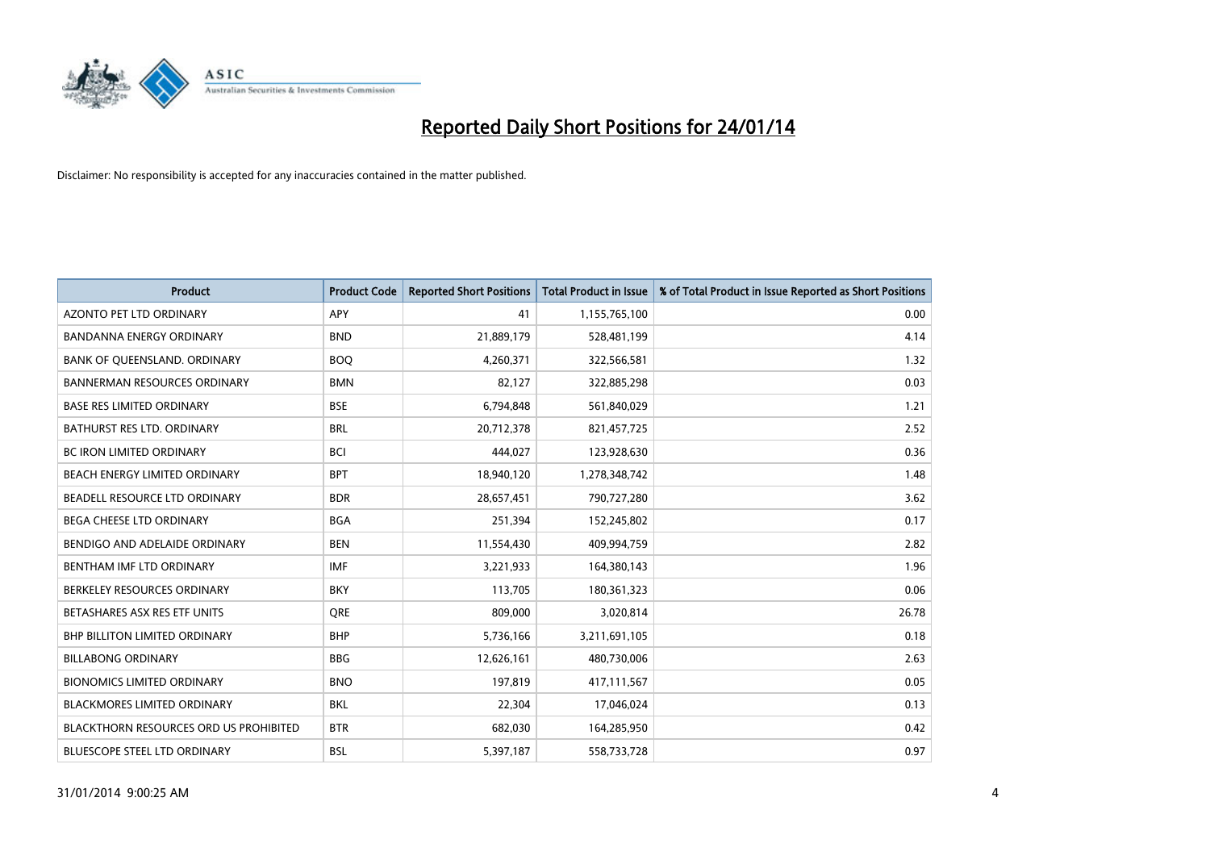# Reported Daily Short Positions for 24/01/14

Disclaimer: No responsibility is accepted for any inaccuracies contained in the matter published.

| Product | Product Code | Reported Short Positions | Total Product in Issue | % of Total Product in Issue Reported as Short Positions |
|---|---|---|---|---|
| AZONTO PET LTD ORDINARY | APY | 41 | 1,155,765,100 | 0.00 |
| BANDANNA ENERGY ORDINARY | BND | 21,889,179 | 528,481,199 | 4.14 |
| BANK OF QUEENSLAND. ORDINARY | BOQ | 4,260,371 | 322,566,581 | 1.32 |
| BANNERMAN RESOURCES ORDINARY | BMN | 82,127 | 322,885,298 | 0.03 |
| BASE RES LIMITED ORDINARY | BSE | 6,794,848 | 561,840,029 | 1.21 |
| BATHURST RES LTD. ORDINARY | BRL | 20,712,378 | 821,457,725 | 2.52 |
| BC IRON LIMITED ORDINARY | BCI | 444,027 | 123,928,630 | 0.36 |
| BEACH ENERGY LIMITED ORDINARY | BPT | 18,940,120 | 1,278,348,742 | 1.48 |
| BEADELL RESOURCE LTD ORDINARY | BDR | 28,657,451 | 790,727,280 | 3.62 |
| BEGA CHEESE LTD ORDINARY | BGA | 251,394 | 152,245,802 | 0.17 |
| BENDIGO AND ADELAIDE ORDINARY | BEN | 11,554,430 | 409,994,759 | 2.82 |
| BENTHAM IMF LTD ORDINARY | IMF | 3,221,933 | 164,380,143 | 1.96 |
| BERKELEY RESOURCES ORDINARY | BKY | 113,705 | 180,361,323 | 0.06 |
| BETASHARES ASX RES ETF UNITS | QRE | 809,000 | 3,020,814 | 26.78 |
| BHP BILLITON LIMITED ORDINARY | BHP | 5,736,166 | 3,211,691,105 | 0.18 |
| BILLABONG ORDINARY | BBG | 12,626,161 | 480,730,006 | 2.63 |
| BIONOMICS LIMITED ORDINARY | BNO | 197,819 | 417,111,567 | 0.05 |
| BLACKMORES LIMITED ORDINARY | BKL | 22,304 | 17,046,024 | 0.13 |
| BLACKTHORN RESOURCES ORD US PROHIBITED | BTR | 682,030 | 164,285,950 | 0.42 |
| BLUESCOPE STEEL LTD ORDINARY | BSL | 5,397,187 | 558,733,728 | 0.97 |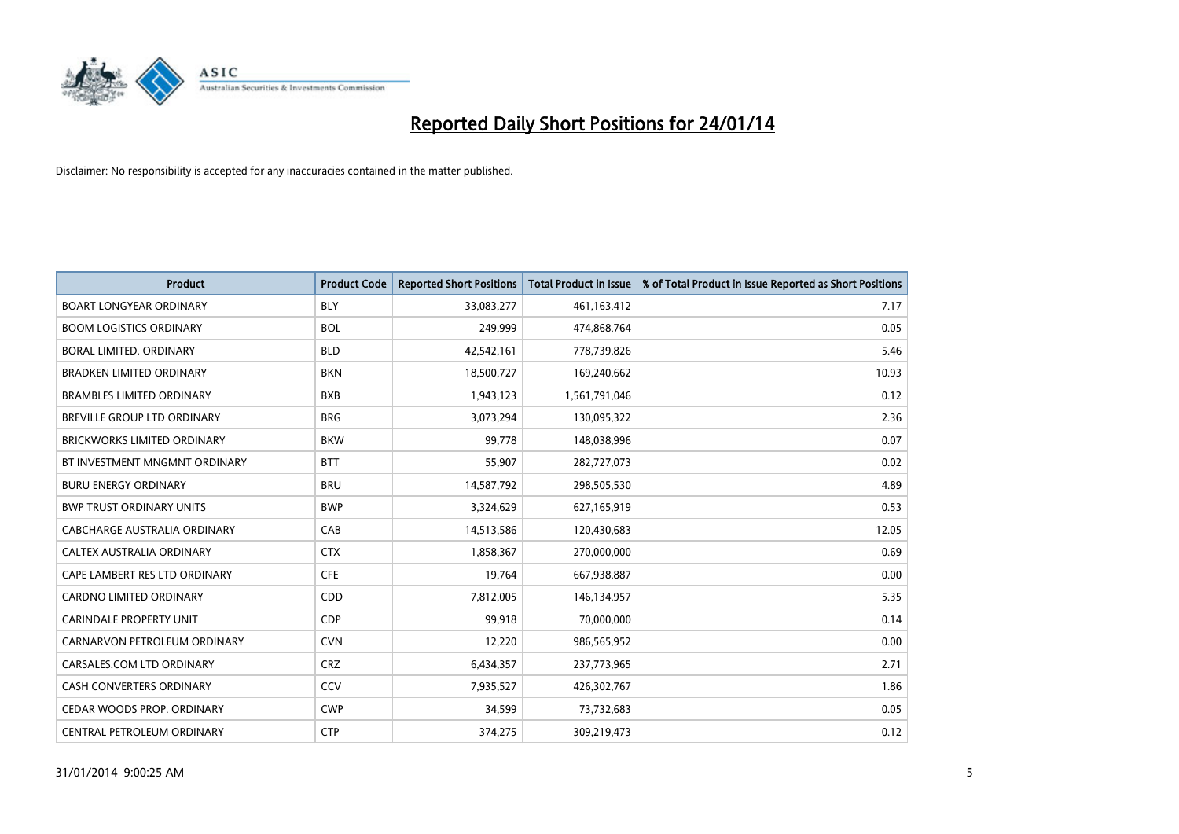# Reported Daily Short Positions for 24/01/14

Disclaimer: No responsibility is accepted for any inaccuracies contained in the matter published.

| Product | Product Code | Reported Short Positions | Total Product in Issue | % of Total Product in Issue Reported as Short Positions |
|---|---|---|---|---|
| BOART LONGYEAR ORDINARY | BLY | 33,083,277 | 461,163,412 | 7.17 |
| BOOM LOGISTICS ORDINARY | BOL | 249,999 | 474,868,764 | 0.05 |
| BORAL LIMITED. ORDINARY | BLD | 42,542,161 | 778,739,826 | 5.46 |
| BRADKEN LIMITED ORDINARY | BKN | 18,500,727 | 169,240,662 | 10.93 |
| BRAMBLES LIMITED ORDINARY | BXB | 1,943,123 | 1,561,791,046 | 0.12 |
| BREVILLE GROUP LTD ORDINARY | BRG | 3,073,294 | 130,095,322 | 2.36 |
| BRICKWORKS LIMITED ORDINARY | BKW | 99,778 | 148,038,996 | 0.07 |
| BT INVESTMENT MNGMNT ORDINARY | BTT | 55,907 | 282,727,073 | 0.02 |
| BURU ENERGY ORDINARY | BRU | 14,587,792 | 298,505,530 | 4.89 |
| BWP TRUST ORDINARY UNITS | BWP | 3,324,629 | 627,165,919 | 0.53 |
| CABCHARGE AUSTRALIA ORDINARY | CAB | 14,513,586 | 120,430,683 | 12.05 |
| CALTEX AUSTRALIA ORDINARY | CTX | 1,858,367 | 270,000,000 | 0.69 |
| CAPE LAMBERT RES LTD ORDINARY | CFE | 19,764 | 667,938,887 | 0.00 |
| CARDNO LIMITED ORDINARY | CDD | 7,812,005 | 146,134,957 | 5.35 |
| CARINDALE PROPERTY UNIT | CDP | 99,918 | 70,000,000 | 0.14 |
| CARNARVON PETROLEUM ORDINARY | CVN | 12,220 | 986,565,952 | 0.00 |
| CARSALES.COM LTD ORDINARY | CRZ | 6,434,357 | 237,773,965 | 2.71 |
| CASH CONVERTERS ORDINARY | CCV | 7,935,527 | 426,302,767 | 1.86 |
| CEDAR WOODS PROP. ORDINARY | CWP | 34,599 | 73,732,683 | 0.05 |
| CENTRAL PETROLEUM ORDINARY | CTP | 374,275 | 309,219,473 | 0.12 |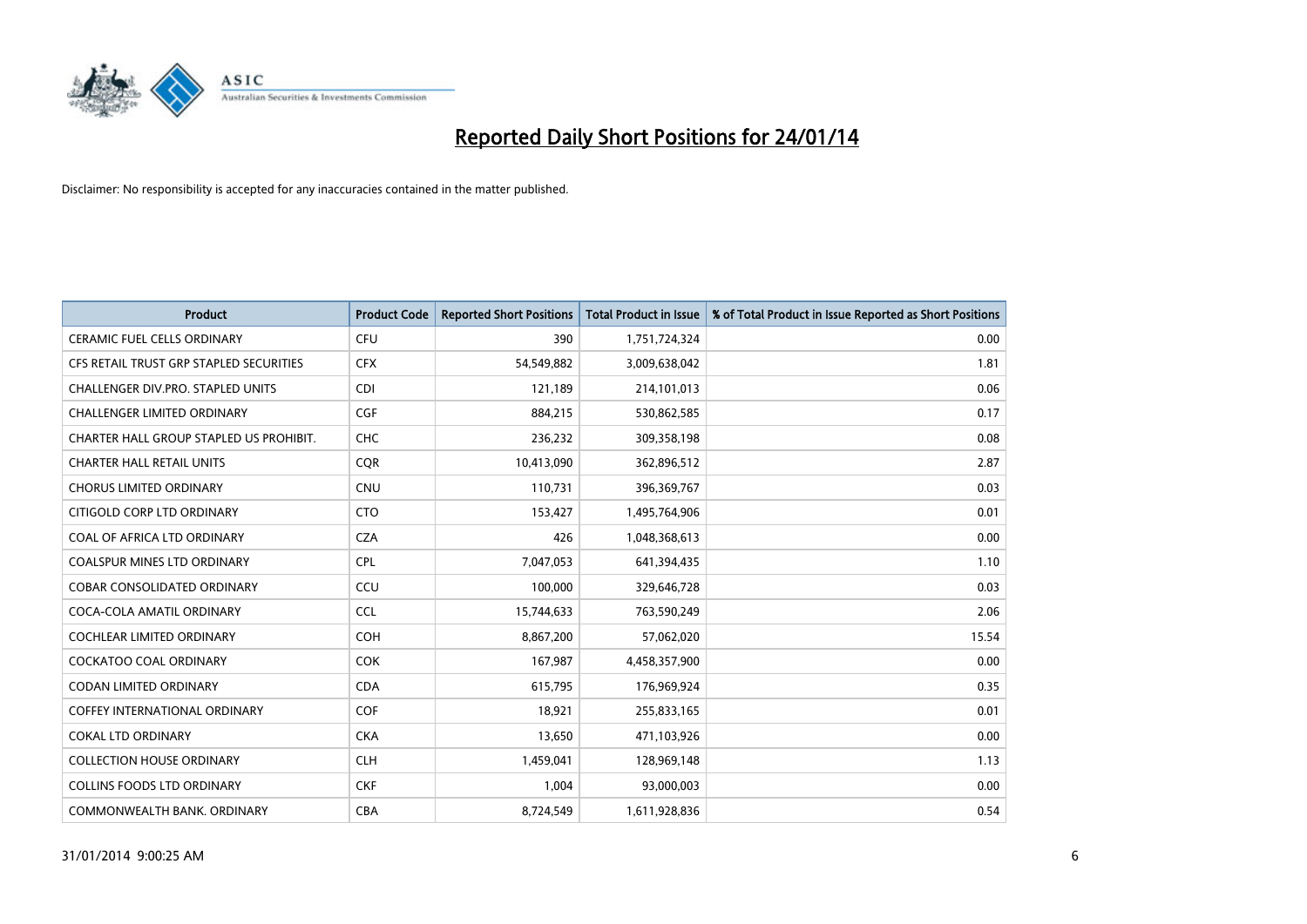# Reported Daily Short Positions for 24/01/14

Disclaimer: No responsibility is accepted for any inaccuracies contained in the matter published.

| Product | Product Code | Reported Short Positions | Total Product in Issue | % of Total Product in Issue Reported as Short Positions |
|---|---|---|---|---|
| CERAMIC FUEL CELLS ORDINARY | CFU | 390 | 1,751,724,324 | 0.00 |
| CFS RETAIL TRUST GRP STAPLED SECURITIES | CFX | 54,549,882 | 3,009,638,042 | 1.81 |
| CHALLENGER DIV.PRO. STAPLED UNITS | CDI | 121,189 | 214,101,013 | 0.06 |
| CHALLENGER LIMITED ORDINARY | CGF | 884,215 | 530,862,585 | 0.17 |
| CHARTER HALL GROUP STAPLED US PROHIBIT. | CHC | 236,232 | 309,358,198 | 0.08 |
| CHARTER HALL RETAIL UNITS | CQR | 10,413,090 | 362,896,512 | 2.87 |
| CHORUS LIMITED ORDINARY | CNU | 110,731 | 396,369,767 | 0.03 |
| CITIGOLD CORP LTD ORDINARY | CTO | 153,427 | 1,495,764,906 | 0.01 |
| COAL OF AFRICA LTD ORDINARY | CZA | 426 | 1,048,368,613 | 0.00 |
| COALSPUR MINES LTD ORDINARY | CPL | 7,047,053 | 641,394,435 | 1.10 |
| COBAR CONSOLIDATED ORDINARY | CCU | 100,000 | 329,646,728 | 0.03 |
| COCA-COLA AMATIL ORDINARY | CCL | 15,744,633 | 763,590,249 | 2.06 |
| COCHLEAR LIMITED ORDINARY | COH | 8,867,200 | 57,062,020 | 15.54 |
| COCKATOO COAL ORDINARY | COK | 167,987 | 4,458,357,900 | 0.00 |
| CODAN LIMITED ORDINARY | CDA | 615,795 | 176,969,924 | 0.35 |
| COFFEY INTERNATIONAL ORDINARY | COF | 18,921 | 255,833,165 | 0.01 |
| COKAL LTD ORDINARY | CKA | 13,650 | 471,103,926 | 0.00 |
| COLLECTION HOUSE ORDINARY | CLH | 1,459,041 | 128,969,148 | 1.13 |
| COLLINS FOODS LTD ORDINARY | CKF | 1,004 | 93,000,003 | 0.00 |
| COMMONWEALTH BANK. ORDINARY | CBA | 8,724,549 | 1,611,928,836 | 0.54 |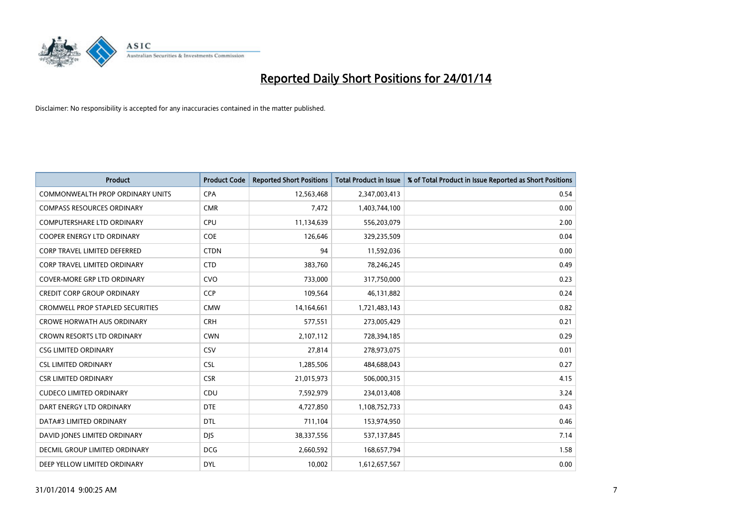# Reported Daily Short Positions for 24/01/14

Disclaimer: No responsibility is accepted for any inaccuracies contained in the matter published.

| Product | Product Code | Reported Short Positions | Total Product in Issue | % of Total Product in Issue Reported as Short Positions |
|---|---|---|---|---|
| COMMONWEALTH PROP ORDINARY UNITS | CPA | 12,563,468 | 2,347,003,413 | 0.54 |
| COMPASS RESOURCES ORDINARY | CMR | 7,472 | 1,403,744,100 | 0.00 |
| COMPUTERSHARE LTD ORDINARY | CPU | 11,134,639 | 556,203,079 | 2.00 |
| COOPER ENERGY LTD ORDINARY | COE | 126,646 | 329,235,509 | 0.04 |
| CORP TRAVEL LIMITED DEFERRED | CTDN | 94 | 11,592,036 | 0.00 |
| CORP TRAVEL LIMITED ORDINARY | CTD | 383,760 | 78,246,245 | 0.49 |
| COVER-MORE GRP LTD ORDINARY | CVO | 733,000 | 317,750,000 | 0.23 |
| CREDIT CORP GROUP ORDINARY | CCP | 109,564 | 46,131,882 | 0.24 |
| CROMWELL PROP STAPLED SECURITIES | CMW | 14,164,661 | 1,721,483,143 | 0.82 |
| CROWE HORWATH AUS ORDINARY | CRH | 577,551 | 273,005,429 | 0.21 |
| CROWN RESORTS LTD ORDINARY | CWN | 2,107,112 | 728,394,185 | 0.29 |
| CSG LIMITED ORDINARY | CSV | 27,814 | 278,973,075 | 0.01 |
| CSL LIMITED ORDINARY | CSL | 1,285,506 | 484,688,043 | 0.27 |
| CSR LIMITED ORDINARY | CSR | 21,015,973 | 506,000,315 | 4.15 |
| CUDECO LIMITED ORDINARY | CDU | 7,592,979 | 234,013,408 | 3.24 |
| DART ENERGY LTD ORDINARY | DTE | 4,727,850 | 1,108,752,733 | 0.43 |
| DATA#3 LIMITED ORDINARY | DTL | 711,104 | 153,974,950 | 0.46 |
| DAVID JONES LIMITED ORDINARY | DJS | 38,337,556 | 537,137,845 | 7.14 |
| DECMIL GROUP LIMITED ORDINARY | DCG | 2,660,592 | 168,657,794 | 1.58 |
| DEEP YELLOW LIMITED ORDINARY | DYL | 10,002 | 1,612,657,567 | 0.00 |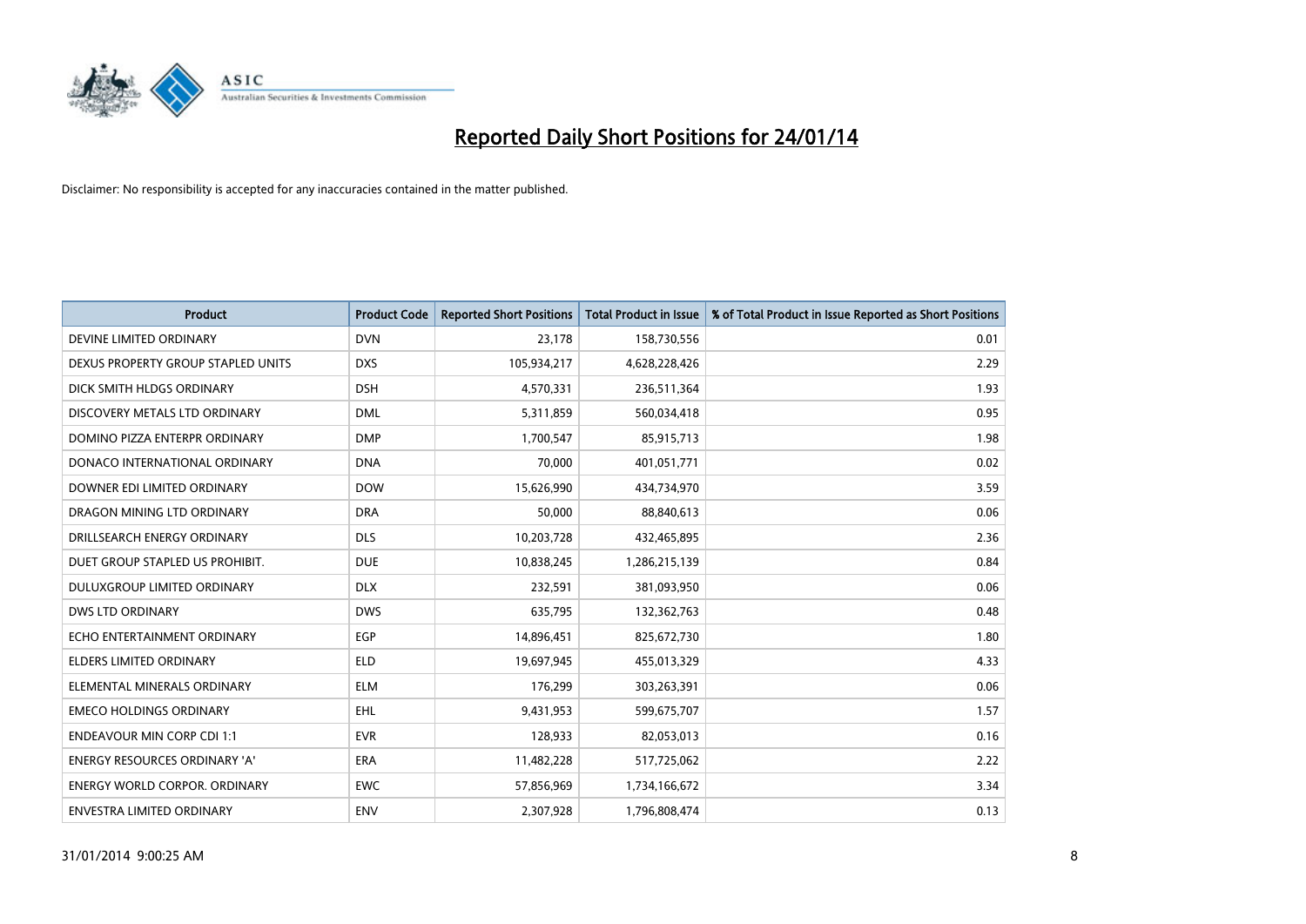# Reported Daily Short Positions for 24/01/14

Disclaimer: No responsibility is accepted for any inaccuracies contained in the matter published.

| Product | Product Code | Reported Short Positions | Total Product in Issue | % of Total Product in Issue Reported as Short Positions |
| --- | --- | --- | --- | --- |
| DEVINE LIMITED ORDINARY | DVN | 23,178 | 158,730,556 | 0.01 |
| DEXUS PROPERTY GROUP STAPLED UNITS | DXS | 105,934,217 | 4,628,228,426 | 2.29 |
| DICK SMITH HLDGS ORDINARY | DSH | 4,570,331 | 236,511,364 | 1.93 |
| DISCOVERY METALS LTD ORDINARY | DML | 5,311,859 | 560,034,418 | 0.95 |
| DOMINO PIZZA ENTERPR ORDINARY | DMP | 1,700,547 | 85,915,713 | 1.98 |
| DONACO INTERNATIONAL ORDINARY | DNA | 70,000 | 401,051,771 | 0.02 |
| DOWNER EDI LIMITED ORDINARY | DOW | 15,626,990 | 434,734,970 | 3.59 |
| DRAGON MINING LTD ORDINARY | DRA | 50,000 | 88,840,613 | 0.06 |
| DRILLSEARCH ENERGY ORDINARY | DLS | 10,203,728 | 432,465,895 | 2.36 |
| DUET GROUP STAPLED US PROHIBIT. | DUE | 10,838,245 | 1,286,215,139 | 0.84 |
| DULUXGROUP LIMITED ORDINARY | DLX | 232,591 | 381,093,950 | 0.06 |
| DWS LTD ORDINARY | DWS | 635,795 | 132,362,763 | 0.48 |
| ECHO ENTERTAINMENT ORDINARY | EGP | 14,896,451 | 825,672,730 | 1.80 |
| ELDERS LIMITED ORDINARY | ELD | 19,697,945 | 455,013,329 | 4.33 |
| ELEMENTAL MINERALS ORDINARY | ELM | 176,299 | 303,263,391 | 0.06 |
| EMECO HOLDINGS ORDINARY | EHL | 9,431,953 | 599,675,707 | 1.57 |
| ENDEAVOUR MIN CORP CDI 1:1 | EVR | 128,933 | 82,053,013 | 0.16 |
| ENERGY RESOURCES ORDINARY 'A' | ERA | 11,482,228 | 517,725,062 | 2.22 |
| ENERGY WORLD CORPOR. ORDINARY | EWC | 57,856,969 | 1,734,166,672 | 3.34 |
| ENVESTRA LIMITED ORDINARY | ENV | 2,307,928 | 1,796,808,474 | 0.13 |

31/01/2014 9:00:25 AM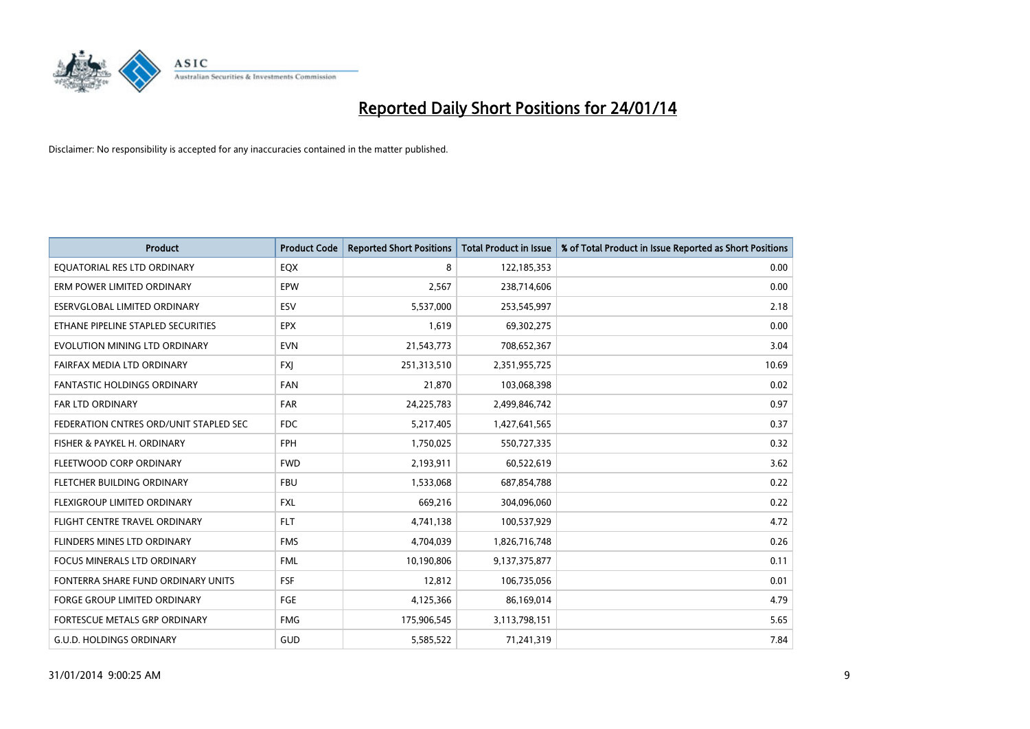# Reported Daily Short Positions for 24/01/14

Disclaimer: No responsibility is accepted for any inaccuracies contained in the matter published.

| Product | Product Code | Reported Short Positions | Total Product in Issue | % of Total Product in Issue Reported as Short Positions |
|---|---|---|---|---|
| EQUATORIAL RES LTD ORDINARY | EQX | 8 | 122,185,353 | 0.00 |
| ERM POWER LIMITED ORDINARY | EPW | 2,567 | 238,714,606 | 0.00 |
| ESERVGLOBAL LIMITED ORDINARY | ESV | 5,537,000 | 253,545,997 | 2.18 |
| ETHANE PIPELINE STAPLED SECURITIES | EPX | 1,619 | 69,302,275 | 0.00 |
| EVOLUTION MINING LTD ORDINARY | EVN | 21,543,773 | 708,652,367 | 3.04 |
| FAIRFAX MEDIA LTD ORDINARY | FXJ | 251,313,510 | 2,351,955,725 | 10.69 |
| FANTASTIC HOLDINGS ORDINARY | FAN | 21,870 | 103,068,398 | 0.02 |
| FAR LTD ORDINARY | FAR | 24,225,783 | 2,499,846,742 | 0.97 |
| FEDERATION CNTRES ORD/UNIT STAPLED SEC | FDC | 5,217,405 | 1,427,641,565 | 0.37 |
| FISHER & PAYKEL H. ORDINARY | FPH | 1,750,025 | 550,727,335 | 0.32 |
| FLEETWOOD CORP ORDINARY | FWD | 2,193,911 | 60,522,619 | 3.62 |
| FLETCHER BUILDING ORDINARY | FBU | 1,533,068 | 687,854,788 | 0.22 |
| FLEXIGROUP LIMITED ORDINARY | FXL | 669,216 | 304,096,060 | 0.22 |
| FLIGHT CENTRE TRAVEL ORDINARY | FLT | 4,741,138 | 100,537,929 | 4.72 |
| FLINDERS MINES LTD ORDINARY | FMS | 4,704,039 | 1,826,716,748 | 0.26 |
| FOCUS MINERALS LTD ORDINARY | FML | 10,190,806 | 9,137,375,877 | 0.11 |
| FONTERRA SHARE FUND ORDINARY UNITS | FSF | 12,812 | 106,735,056 | 0.01 |
| FORGE GROUP LIMITED ORDINARY | FGE | 4,125,366 | 86,169,014 | 4.79 |
| FORTESCUE METALS GRP ORDINARY | FMG | 175,906,545 | 3,113,798,151 | 5.65 |
| G.U.D. HOLDINGS ORDINARY | GUD | 5,585,522 | 71,241,319 | 7.84 |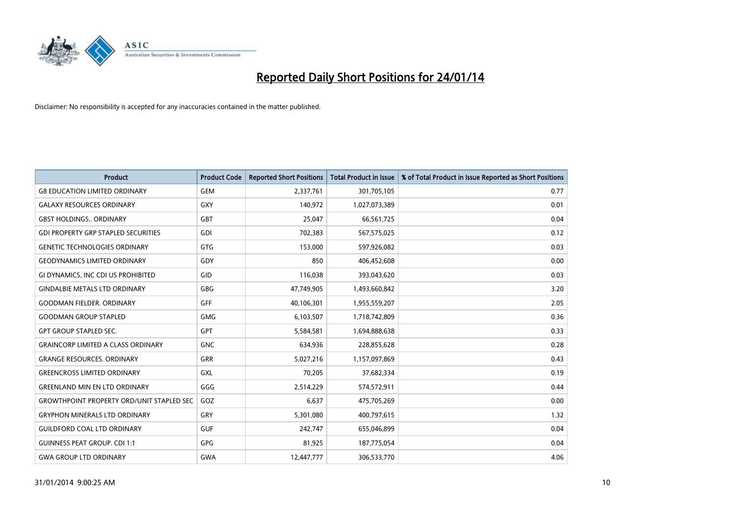# Reported Daily Short Positions for 24/01/14

Disclaimer: No responsibility is accepted for any inaccuracies contained in the matter published.

| Product | Product Code | Reported Short Positions | Total Product in Issue | % of Total Product in Issue Reported as Short Positions |
|---|---|---|---|---|
| G8 EDUCATION LIMITED ORDINARY | GEM | 2,337,761 | 301,705,105 | 0.77 |
| GALAXY RESOURCES ORDINARY | GXY | 140,972 | 1,027,073,389 | 0.01 |
| GBST HOLDINGS.. ORDINARY | GBT | 25,047 | 66,561,725 | 0.04 |
| GDI PROPERTY GRP STAPLED SECURITIES | GDI | 702,383 | 567,575,025 | 0.12 |
| GENETIC TECHNOLOGIES ORDINARY | GTG | 153,000 | 597,926,082 | 0.03 |
| GEODYNAMICS LIMITED ORDINARY | GDY | 850 | 406,452,608 | 0.00 |
| GI DYNAMICS, INC CDI US PROHIBITED | GID | 116,038 | 393,043,620 | 0.03 |
| GINDALBIE METALS LTD ORDINARY | GBG | 47,749,905 | 1,493,660,842 | 3.20 |
| GOODMAN FIELDER. ORDINARY | GFF | 40,106,301 | 1,955,559,207 | 2.05 |
| GOODMAN GROUP STAPLED | GMG | 6,103,507 | 1,718,742,809 | 0.36 |
| GPT GROUP STAPLED SEC. | GPT | 5,584,581 | 1,694,888,638 | 0.33 |
| GRAINCORP LIMITED A CLASS ORDINARY | GNC | 634,936 | 228,855,628 | 0.28 |
| GRANGE RESOURCES. ORDINARY | GRR | 5,027,216 | 1,157,097,869 | 0.43 |
| GREENCROSS LIMITED ORDINARY | GXL | 70,205 | 37,682,334 | 0.19 |
| GREENLAND MIN EN LTD ORDINARY | GGG | 2,514,229 | 574,572,911 | 0.44 |
| GROWTHPOINT PROPERTY ORD/UNIT STAPLED SEC | GOZ | 6,637 | 475,705,269 | 0.00 |
| GRYPHON MINERALS LTD ORDINARY | GRY | 5,301,080 | 400,797,615 | 1.32 |
| GUILDFORD COAL LTD ORDINARY | GUF | 242,747 | 655,046,899 | 0.04 |
| GUINNESS PEAT GROUP. CDI 1:1 | GPG | 81,925 | 187,775,054 | 0.04 |
| GWA GROUP LTD ORDINARY | GWA | 12,447,777 | 306,533,770 | 4.06 |

31/01/2014 9:00:25 AM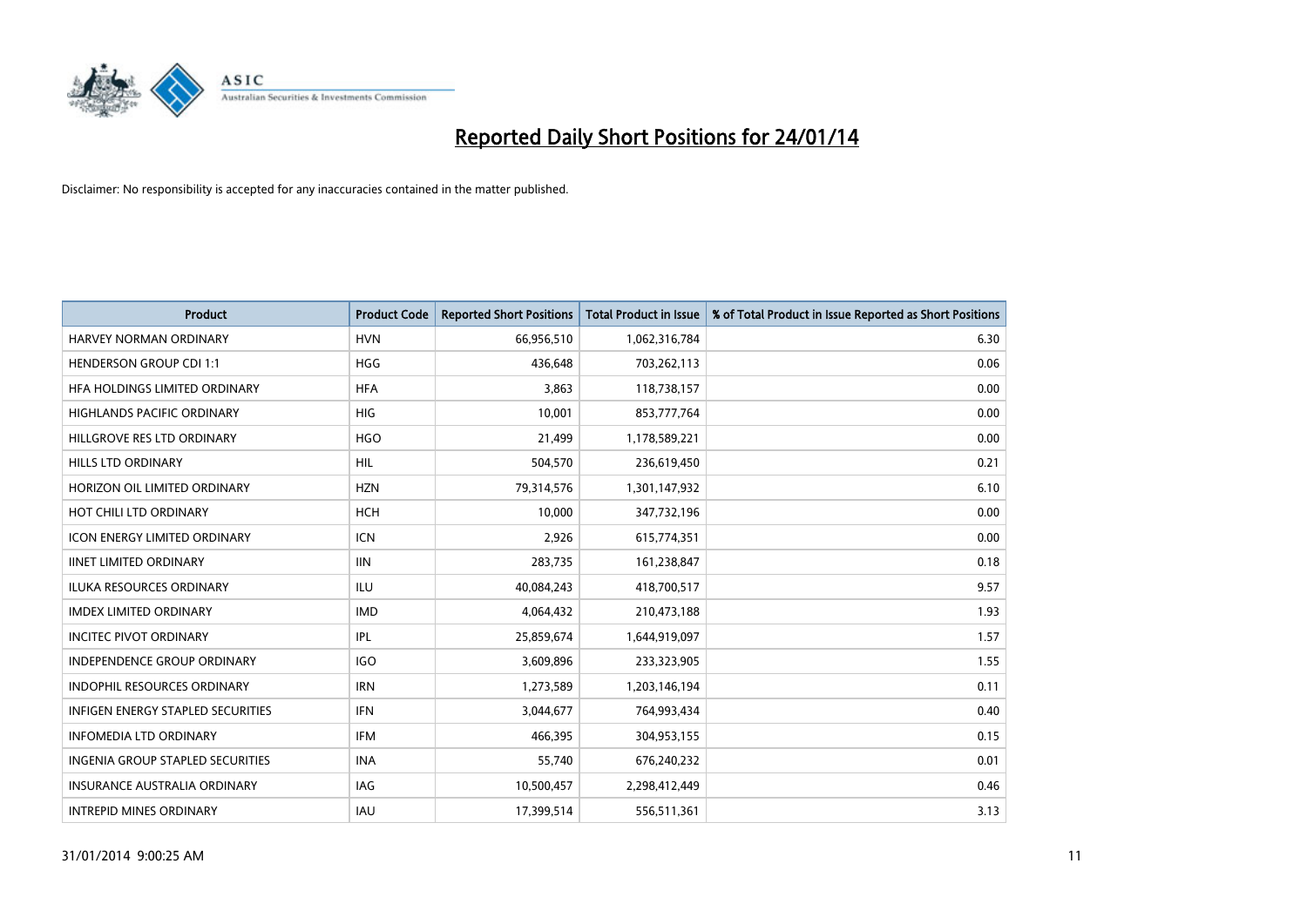# Reported Daily Short Positions for 24/01/14

Disclaimer: No responsibility is accepted for any inaccuracies contained in the matter published.

| Product | Product Code | Reported Short Positions | Total Product in Issue | % of Total Product in Issue Reported as Short Positions |
|---|---|---|---|---|
| HARVEY NORMAN ORDINARY | HVN | 66,956,510 | 1,062,316,784 | 6.30 |
| HENDERSON GROUP CDI 1:1 | HGG | 436,648 | 703,262,113 | 0.06 |
| HFA HOLDINGS LIMITED ORDINARY | HFA | 3,863 | 118,738,157 | 0.00 |
| HIGHLANDS PACIFIC ORDINARY | HIG | 10,001 | 853,777,764 | 0.00 |
| HILLGROVE RES LTD ORDINARY | HGO | 21,499 | 1,178,589,221 | 0.00 |
| HILLS LTD ORDINARY | HIL | 504,570 | 236,619,450 | 0.21 |
| HORIZON OIL LIMITED ORDINARY | HZN | 79,314,576 | 1,301,147,932 | 6.10 |
| HOT CHILI LTD ORDINARY | HCH | 10,000 | 347,732,196 | 0.00 |
| ICON ENERGY LIMITED ORDINARY | ICN | 2,926 | 615,774,351 | 0.00 |
| IINET LIMITED ORDINARY | IIN | 283,735 | 161,238,847 | 0.18 |
| ILUKA RESOURCES ORDINARY | ILU | 40,084,243 | 418,700,517 | 9.57 |
| IMDEX LIMITED ORDINARY | IMD | 4,064,432 | 210,473,188 | 1.93 |
| INCITEC PIVOT ORDINARY | IPL | 25,859,674 | 1,644,919,097 | 1.57 |
| INDEPENDENCE GROUP ORDINARY | IGO | 3,609,896 | 233,323,905 | 1.55 |
| INDOPHIL RESOURCES ORDINARY | IRN | 1,273,589 | 1,203,146,194 | 0.11 |
| INFIGEN ENERGY STAPLED SECURITIES | IFN | 3,044,677 | 764,993,434 | 0.40 |
| INFOMEDIA LTD ORDINARY | IFM | 466,395 | 304,953,155 | 0.15 |
| INGENIA GROUP STAPLED SECURITIES | INA | 55,740 | 676,240,232 | 0.01 |
| INSURANCE AUSTRALIA ORDINARY | IAG | 10,500,457 | 2,298,412,449 | 0.46 |
| INTREPID MINES ORDINARY | IAU | 17,399,514 | 556,511,361 | 3.13 |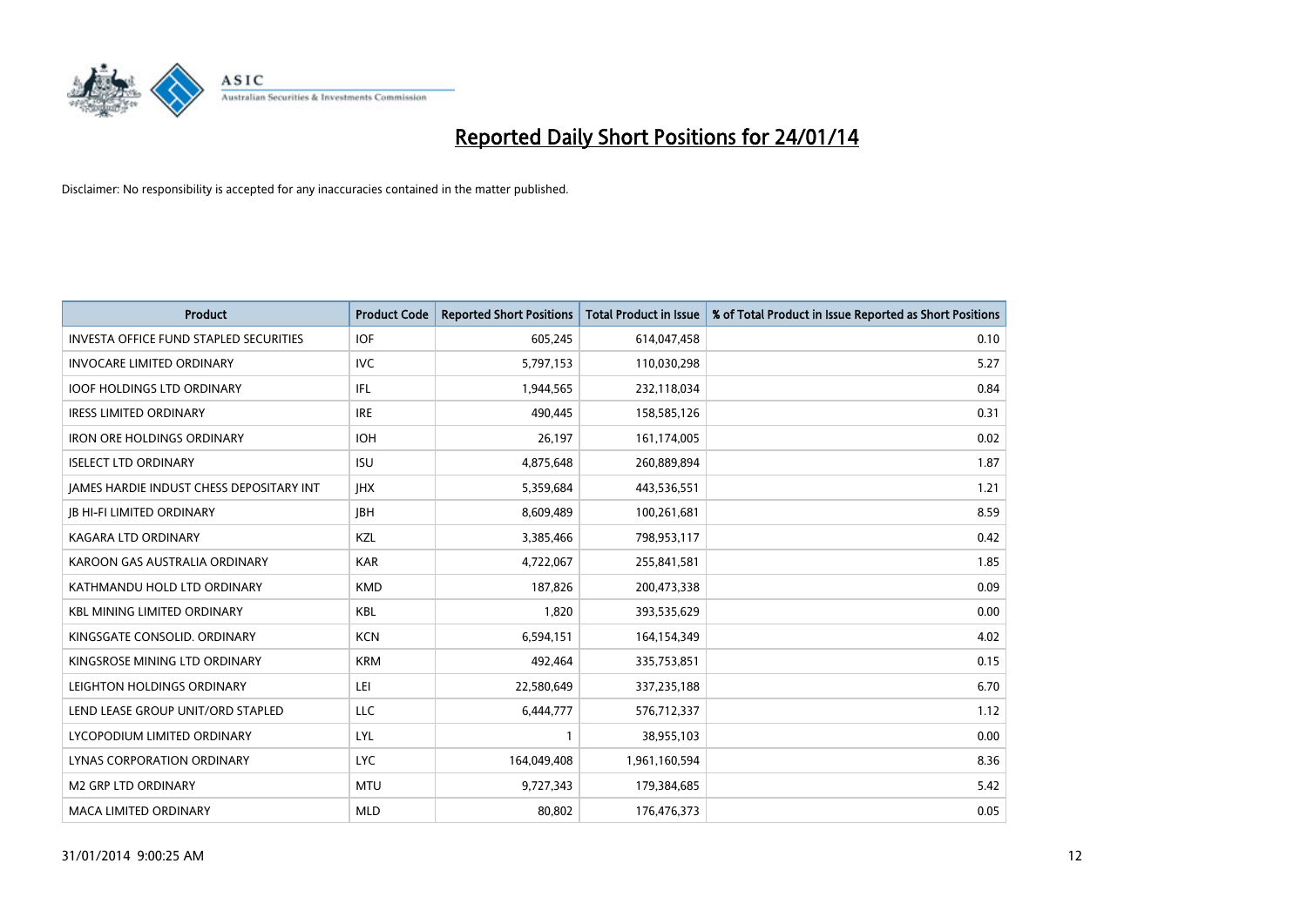# Reported Daily Short Positions for 24/01/14

Disclaimer: No responsibility is accepted for any inaccuracies contained in the matter published.

| Product | Product Code | Reported Short Positions | Total Product in Issue | % of Total Product in Issue Reported as Short Positions |
|---|---|---|---|---|
| INVESTA OFFICE FUND STAPLED SECURITIES | IOF | 605,245 | 614,047,458 | 0.10 |
| INVOCARE LIMITED ORDINARY | IVC | 5,797,153 | 110,030,298 | 5.27 |
| IOOF HOLDINGS LTD ORDINARY | IFL | 1,944,565 | 232,118,034 | 0.84 |
| IRESS LIMITED ORDINARY | IRE | 490,445 | 158,585,126 | 0.31 |
| IRON ORE HOLDINGS ORDINARY | IOH | 26,197 | 161,174,005 | 0.02 |
| ISELECT LTD ORDINARY | ISU | 4,875,648 | 260,889,894 | 1.87 |
| JAMES HARDIE INDUST CHESS DEPOSITARY INT | JHX | 5,359,684 | 443,536,551 | 1.21 |
| JB HI-FI LIMITED ORDINARY | JBH | 8,609,489 | 100,261,681 | 8.59 |
| KAGARA LTD ORDINARY | KZL | 3,385,466 | 798,953,117 | 0.42 |
| KAROON GAS AUSTRALIA ORDINARY | KAR | 4,722,067 | 255,841,581 | 1.85 |
| KATHMANDU HOLD LTD ORDINARY | KMD | 187,826 | 200,473,338 | 0.09 |
| KBL MINING LIMITED ORDINARY | KBL | 1,820 | 393,535,629 | 0.00 |
| KINGSGATE CONSOLID. ORDINARY | KCN | 6,594,151 | 164,154,349 | 4.02 |
| KINGSROSE MINING LTD ORDINARY | KRM | 492,464 | 335,753,851 | 0.15 |
| LEIGHTON HOLDINGS ORDINARY | LEI | 22,580,649 | 337,235,188 | 6.70 |
| LEND LEASE GROUP UNIT/ORD STAPLED | LLC | 6,444,777 | 576,712,337 | 1.12 |
| LYCOPODIUM LIMITED ORDINARY | LYL | 1 | 38,955,103 | 0.00 |
| LYNAS CORPORATION ORDINARY | LYC | 164,049,408 | 1,961,160,594 | 8.36 |
| M2 GRP LTD ORDINARY | MTU | 9,727,343 | 179,384,685 | 5.42 |
| MACA LIMITED ORDINARY | MLD | 80,802 | 176,476,373 | 0.05 |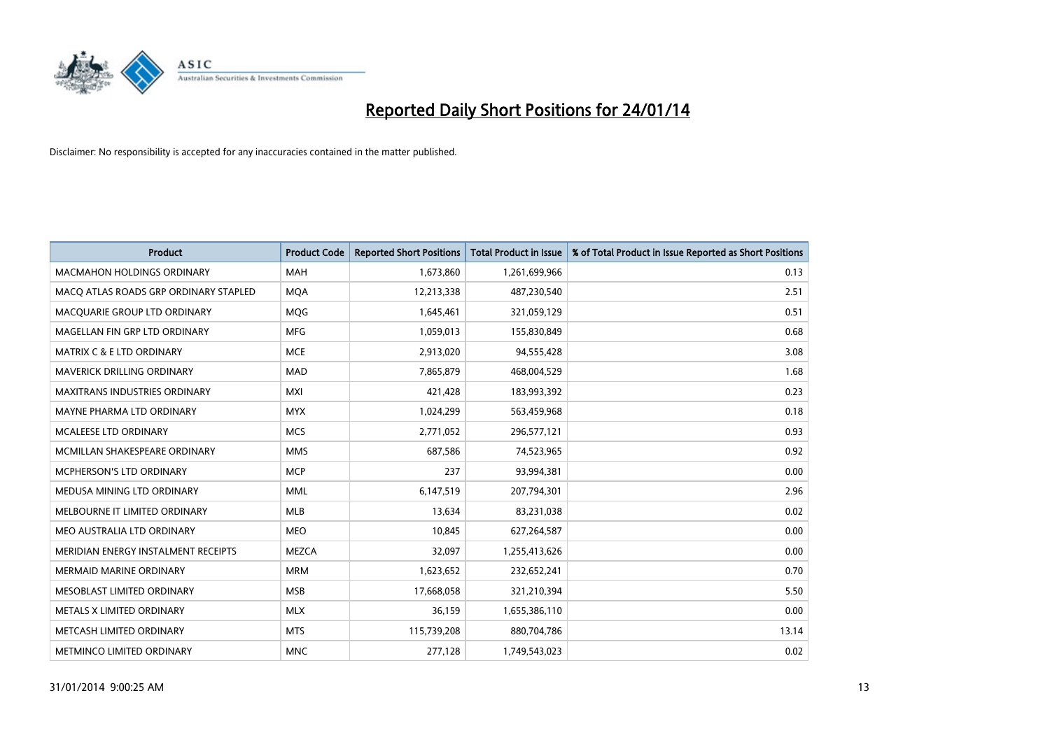# Reported Daily Short Positions for 24/01/14

Disclaimer: No responsibility is accepted for any inaccuracies contained in the matter published.

| Product | Product Code | Reported Short Positions | Total Product in Issue | % of Total Product in Issue Reported as Short Positions |
| --- | --- | --- | --- | --- |
| MACMAHON HOLDINGS ORDINARY | MAH | 1,673,860 | 1,261,699,966 | 0.13 |
| MACQ ATLAS ROADS GRP ORDINARY STAPLED | MQA | 12,213,338 | 487,230,540 | 2.51 |
| MACQUARIE GROUP LTD ORDINARY | MQG | 1,645,461 | 321,059,129 | 0.51 |
| MAGELLAN FIN GRP LTD ORDINARY | MFG | 1,059,013 | 155,830,849 | 0.68 |
| MATRIX C & E LTD ORDINARY | MCE | 2,913,020 | 94,555,428 | 3.08 |
| MAVERICK DRILLING ORDINARY | MAD | 7,865,879 | 468,004,529 | 1.68 |
| MAXITRANS INDUSTRIES ORDINARY | MXI | 421,428 | 183,993,392 | 0.23 |
| MAYNE PHARMA LTD ORDINARY | MYX | 1,024,299 | 563,459,968 | 0.18 |
| MCALEESE LTD ORDINARY | MCS | 2,771,052 | 296,577,121 | 0.93 |
| MCMILLAN SHAKESPEARE ORDINARY | MMS | 687,586 | 74,523,965 | 0.92 |
| MCPHERSON'S LTD ORDINARY | MCP | 237 | 93,994,381 | 0.00 |
| MEDUSA MINING LTD ORDINARY | MML | 6,147,519 | 207,794,301 | 2.96 |
| MELBOURNE IT LIMITED ORDINARY | MLB | 13,634 | 83,231,038 | 0.02 |
| MEO AUSTRALIA LTD ORDINARY | MEO | 10,845 | 627,264,587 | 0.00 |
| MERIDIAN ENERGY INSTALMENT RECEIPTS | MEZCA | 32,097 | 1,255,413,626 | 0.00 |
| MERMAID MARINE ORDINARY | MRM | 1,623,652 | 232,652,241 | 0.70 |
| MESOBLAST LIMITED ORDINARY | MSB | 17,668,058 | 321,210,394 | 5.50 |
| METALS X LIMITED ORDINARY | MLX | 36,159 | 1,655,386,110 | 0.00 |
| METCASH LIMITED ORDINARY | MTS | 115,739,208 | 880,704,786 | 13.14 |
| METMINCO LIMITED ORDINARY | MNC | 277,128 | 1,749,543,023 | 0.02 |

31/01/2014 9:00:25 AM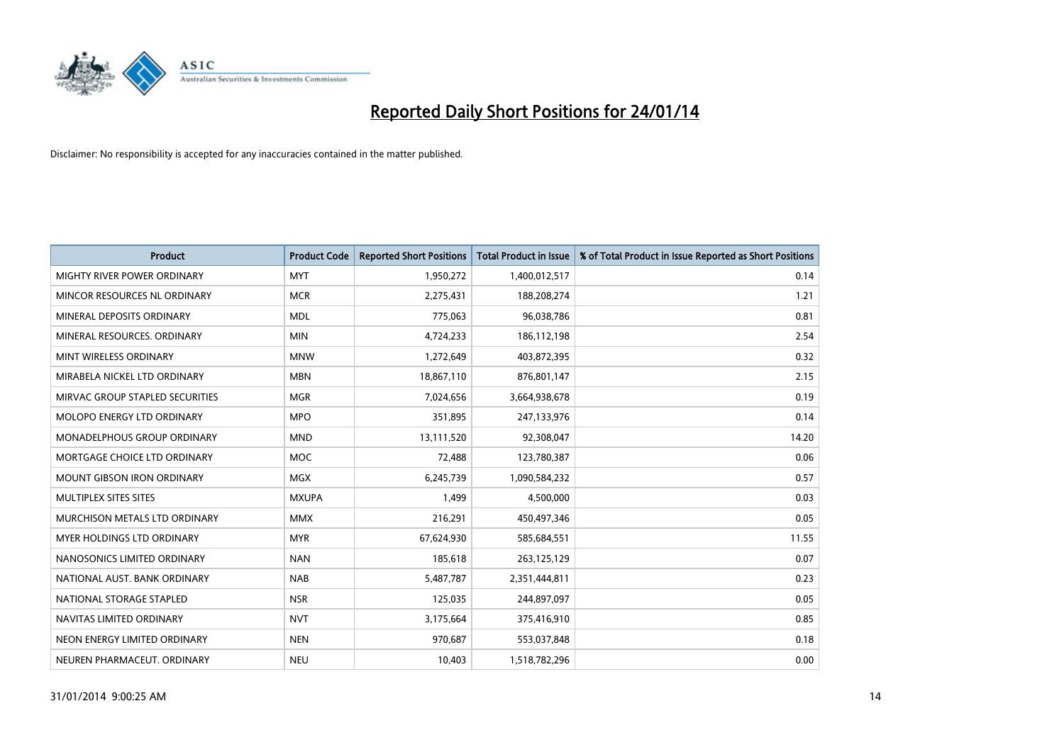# Reported Daily Short Positions for 24/01/14

Disclaimer: No responsibility is accepted for any inaccuracies contained in the matter published.

| Product | Product Code | Reported Short Positions | Total Product in Issue | % of Total Product in Issue Reported as Short Positions |
|---|---|---|---|---|
| MIGHTY RIVER POWER ORDINARY | MYT | 1,950,272 | 1,400,012,517 | 0.14 |
| MINCOR RESOURCES NL ORDINARY | MCR | 2,275,431 | 188,208,274 | 1.21 |
| MINERAL DEPOSITS ORDINARY | MDL | 775,063 | 96,038,786 | 0.81 |
| MINERAL RESOURCES. ORDINARY | MIN | 4,724,233 | 186,112,198 | 2.54 |
| MINT WIRELESS ORDINARY | MNW | 1,272,649 | 403,872,395 | 0.32 |
| MIRABELA NICKEL LTD ORDINARY | MBN | 18,867,110 | 876,801,147 | 2.15 |
| MIRVAC GROUP STAPLED SECURITIES | MGR | 7,024,656 | 3,664,938,678 | 0.19 |
| MOLOPO ENERGY LTD ORDINARY | MPO | 351,895 | 247,133,976 | 0.14 |
| MONADELPHOUS GROUP ORDINARY | MND | 13,111,520 | 92,308,047 | 14.20 |
| MORTGAGE CHOICE LTD ORDINARY | MOC | 72,488 | 123,780,387 | 0.06 |
| MOUNT GIBSON IRON ORDINARY | MGX | 6,245,739 | 1,090,584,232 | 0.57 |
| MULTIPLEX SITES SITES | MXUPA | 1,499 | 4,500,000 | 0.03 |
| MURCHISON METALS LTD ORDINARY | MMX | 216,291 | 450,497,346 | 0.05 |
| MYER HOLDINGS LTD ORDINARY | MYR | 67,624,930 | 585,684,551 | 11.55 |
| NANOSONICS LIMITED ORDINARY | NAN | 185,618 | 263,125,129 | 0.07 |
| NATIONAL AUST. BANK ORDINARY | NAB | 5,487,787 | 2,351,444,811 | 0.23 |
| NATIONAL STORAGE STAPLED | NSR | 125,035 | 244,897,097 | 0.05 |
| NAVITAS LIMITED ORDINARY | NVT | 3,175,664 | 375,416,910 | 0.85 |
| NEON ENERGY LIMITED ORDINARY | NEN | 970,687 | 553,037,848 | 0.18 |
| NEUREN PHARMACEUT. ORDINARY | NEU | 10,403 | 1,518,782,296 | 0.00 |

31/01/2014 9:00:25 AM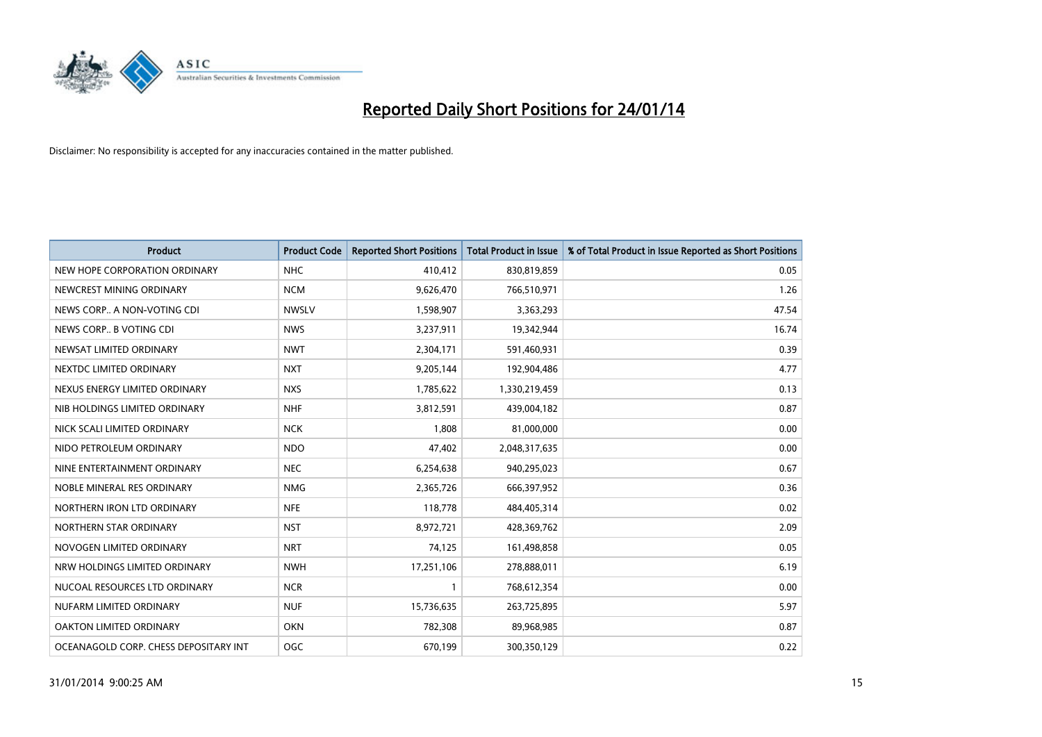# Reported Daily Short Positions for 24/01/14

Disclaimer: No responsibility is accepted for any inaccuracies contained in the matter published.

| Product | Product Code | Reported Short Positions | Total Product in Issue | % of Total Product in Issue Reported as Short Positions |
|---|---|---|---|---|
| NEW HOPE CORPORATION ORDINARY | NHC | 410,412 | 830,819,859 | 0.05 |
| NEWCREST MINING ORDINARY | NCM | 9,626,470 | 766,510,971 | 1.26 |
| NEWS CORP.. A NON-VOTING CDI | NWSLV | 1,598,907 | 3,363,293 | 47.54 |
| NEWS CORP.. B VOTING CDI | NWS | 3,237,911 | 19,342,944 | 16.74 |
| NEWSAT LIMITED ORDINARY | NWT | 2,304,171 | 591,460,931 | 0.39 |
| NEXTDC LIMITED ORDINARY | NXT | 9,205,144 | 192,904,486 | 4.77 |
| NEXUS ENERGY LIMITED ORDINARY | NXS | 1,785,622 | 1,330,219,459 | 0.13 |
| NIB HOLDINGS LIMITED ORDINARY | NHF | 3,812,591 | 439,004,182 | 0.87 |
| NICK SCALI LIMITED ORDINARY | NCK | 1,808 | 81,000,000 | 0.00 |
| NIDO PETROLEUM ORDINARY | NDO | 47,402 | 2,048,317,635 | 0.00 |
| NINE ENTERTAINMENT ORDINARY | NEC | 6,254,638 | 940,295,023 | 0.67 |
| NOBLE MINERAL RES ORDINARY | NMG | 2,365,726 | 666,397,952 | 0.36 |
| NORTHERN IRON LTD ORDINARY | NFE | 118,778 | 484,405,314 | 0.02 |
| NORTHERN STAR ORDINARY | NST | 8,972,721 | 428,369,762 | 2.09 |
| NOVOGEN LIMITED ORDINARY | NRT | 74,125 | 161,498,858 | 0.05 |
| NRW HOLDINGS LIMITED ORDINARY | NWH | 17,251,106 | 278,888,011 | 6.19 |
| NUCOAL RESOURCES LTD ORDINARY | NCR | 1 | 768,612,354 | 0.00 |
| NUFARM LIMITED ORDINARY | NUF | 15,736,635 | 263,725,895 | 5.97 |
| OAKTON LIMITED ORDINARY | OKN | 782,308 | 89,968,985 | 0.87 |
| OCEANAGOLD CORP. CHESS DEPOSITARY INT | OGC | 670,199 | 300,350,129 | 0.22 |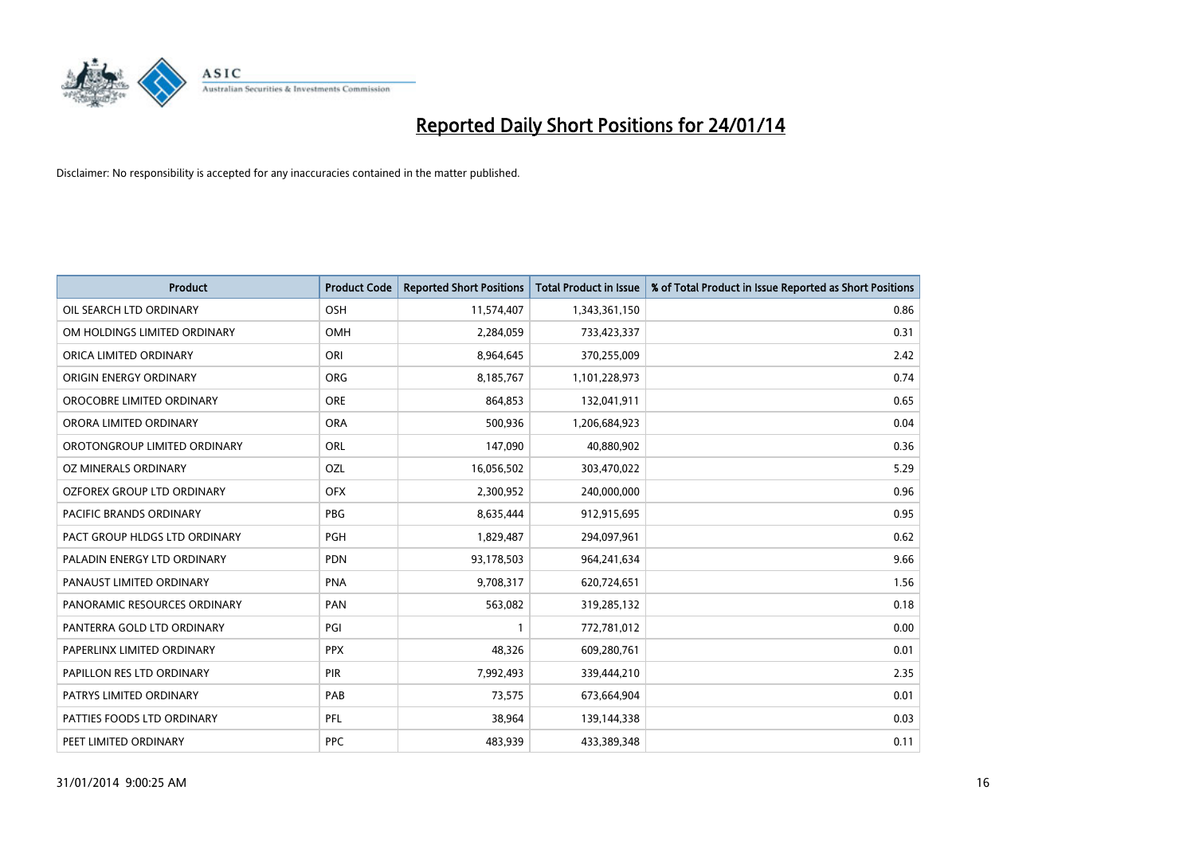# Reported Daily Short Positions for 24/01/14

Disclaimer: No responsibility is accepted for any inaccuracies contained in the matter published.

| Product | Product Code | Reported Short Positions | Total Product in Issue | % of Total Product in Issue Reported as Short Positions |
|---|---|---|---|---|
| OIL SEARCH LTD ORDINARY | OSH | 11,574,407 | 1,343,361,150 | 0.86 |
| OM HOLDINGS LIMITED ORDINARY | OMH | 2,284,059 | 733,423,337 | 0.31 |
| ORICA LIMITED ORDINARY | ORI | 8,964,645 | 370,255,009 | 2.42 |
| ORIGIN ENERGY ORDINARY | ORG | 8,185,767 | 1,101,228,973 | 0.74 |
| OROCOBRE LIMITED ORDINARY | ORE | 864,853 | 132,041,911 | 0.65 |
| ORORA LIMITED ORDINARY | ORA | 500,936 | 1,206,684,923 | 0.04 |
| OROTONGROUP LIMITED ORDINARY | ORL | 147,090 | 40,880,902 | 0.36 |
| OZ MINERALS ORDINARY | OZL | 16,056,502 | 303,470,022 | 5.29 |
| OZFOREX GROUP LTD ORDINARY | OFX | 2,300,952 | 240,000,000 | 0.96 |
| PACIFIC BRANDS ORDINARY | PBG | 8,635,444 | 912,915,695 | 0.95 |
| PACT GROUP HLDGS LTD ORDINARY | PGH | 1,829,487 | 294,097,961 | 0.62 |
| PALADIN ENERGY LTD ORDINARY | PDN | 93,178,503 | 964,241,634 | 9.66 |
| PANAUST LIMITED ORDINARY | PNA | 9,708,317 | 620,724,651 | 1.56 |
| PANORAMIC RESOURCES ORDINARY | PAN | 563,082 | 319,285,132 | 0.18 |
| PANTERRA GOLD LTD ORDINARY | PGI | 1 | 772,781,012 | 0.00 |
| PAPERLINX LIMITED ORDINARY | PPX | 48,326 | 609,280,761 | 0.01 |
| PAPILLON RES LTD ORDINARY | PIR | 7,992,493 | 339,444,210 | 2.35 |
| PATRYS LIMITED ORDINARY | PAB | 73,575 | 673,664,904 | 0.01 |
| PATTIES FOODS LTD ORDINARY | PFL | 38,964 | 139,144,338 | 0.03 |
| PEET LIMITED ORDINARY | PPC | 483,939 | 433,389,348 | 0.11 |

31/01/2014 9:00:25 AM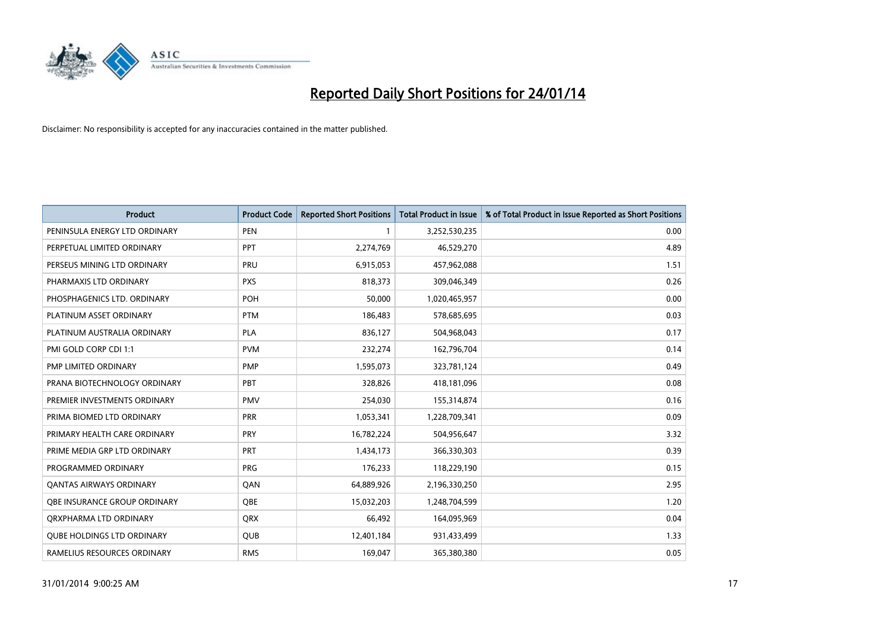# Reported Daily Short Positions for 24/01/14

Disclaimer: No responsibility is accepted for any inaccuracies contained in the matter published.

| Product | Product Code | Reported Short Positions | Total Product in Issue | % of Total Product in Issue Reported as Short Positions |
|---|---|---|---|---|
| PENINSULA ENERGY LTD ORDINARY | PEN | 1 | 3,252,530,235 | 0.00 |
| PERPETUAL LIMITED ORDINARY | PPT | 2,274,769 | 46,529,270 | 4.89 |
| PERSEUS MINING LTD ORDINARY | PRU | 6,915,053 | 457,962,088 | 1.51 |
| PHARMAXIS LTD ORDINARY | PXS | 818,373 | 309,046,349 | 0.26 |
| PHOSPHAGENICS LTD. ORDINARY | POH | 50,000 | 1,020,465,957 | 0.00 |
| PLATINUM ASSET ORDINARY | PTM | 186,483 | 578,685,695 | 0.03 |
| PLATINUM AUSTRALIA ORDINARY | PLA | 836,127 | 504,968,043 | 0.17 |
| PMI GOLD CORP CDI 1:1 | PVM | 232,274 | 162,796,704 | 0.14 |
| PMP LIMITED ORDINARY | PMP | 1,595,073 | 323,781,124 | 0.49 |
| PRANA BIOTECHNOLOGY ORDINARY | PBT | 328,826 | 418,181,096 | 0.08 |
| PREMIER INVESTMENTS ORDINARY | PMV | 254,030 | 155,314,874 | 0.16 |
| PRIMA BIOMED LTD ORDINARY | PRR | 1,053,341 | 1,228,709,341 | 0.09 |
| PRIMARY HEALTH CARE ORDINARY | PRY | 16,782,224 | 504,956,647 | 3.32 |
| PRIME MEDIA GRP LTD ORDINARY | PRT | 1,434,173 | 366,330,303 | 0.39 |
| PROGRAMMED ORDINARY | PRG | 176,233 | 118,229,190 | 0.15 |
| QANTAS AIRWAYS ORDINARY | QAN | 64,889,926 | 2,196,330,250 | 2.95 |
| QBE INSURANCE GROUP ORDINARY | QBE | 15,032,203 | 1,248,704,599 | 1.20 |
| QRXPHARMA LTD ORDINARY | QRX | 66,492 | 164,095,969 | 0.04 |
| QUBE HOLDINGS LTD ORDINARY | QUB | 12,401,184 | 931,433,499 | 1.33 |
| RAMELIUS RESOURCES ORDINARY | RMS | 169,047 | 365,380,380 | 0.05 |

31/01/2014 9:00:25 AM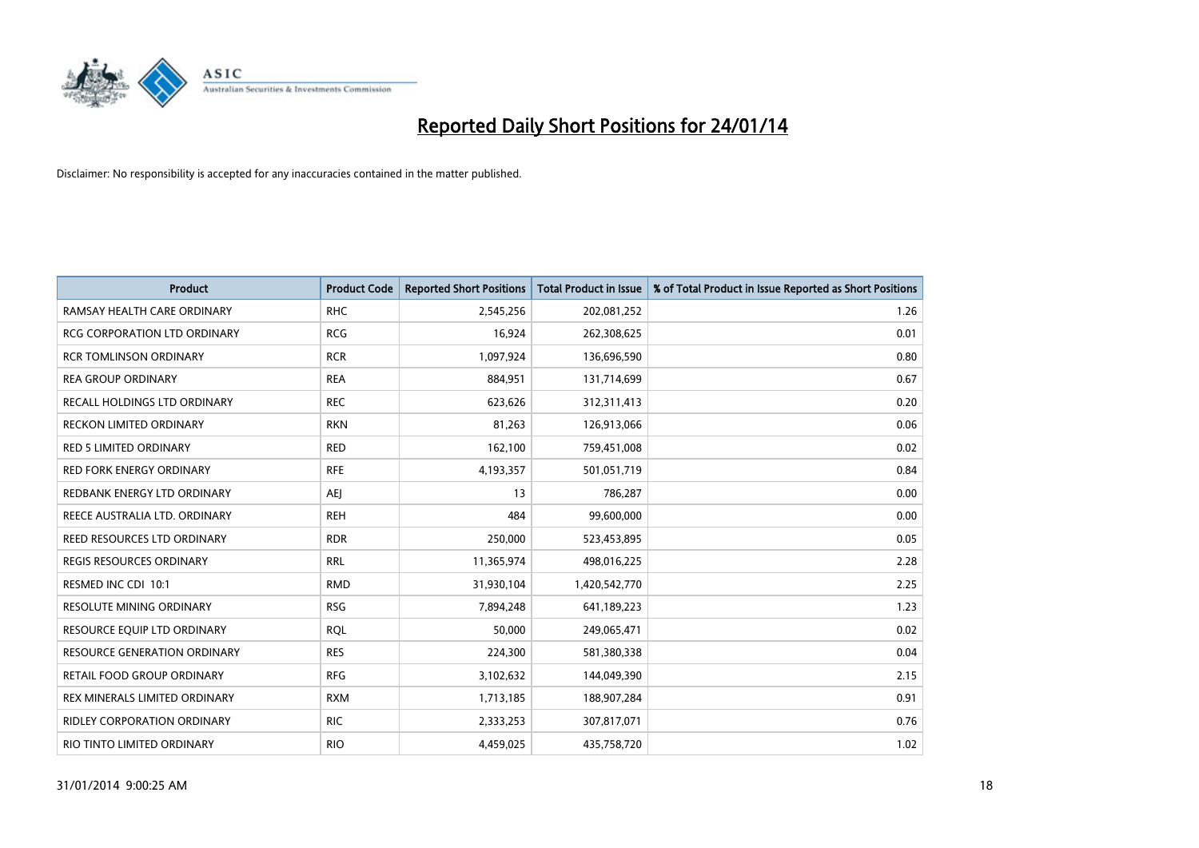# Reported Daily Short Positions for 24/01/14

Disclaimer: No responsibility is accepted for any inaccuracies contained in the matter published.

| Product | Product Code | Reported Short Positions | Total Product in Issue | % of Total Product in Issue Reported as Short Positions |
|---|---|---|---|---|
| RAMSAY HEALTH CARE ORDINARY | RHC | 2,545,256 | 202,081,252 | 1.26 |
| RCG CORPORATION LTD ORDINARY | RCG | 16,924 | 262,308,625 | 0.01 |
| RCR TOMLINSON ORDINARY | RCR | 1,097,924 | 136,696,590 | 0.80 |
| REA GROUP ORDINARY | REA | 884,951 | 131,714,699 | 0.67 |
| RECALL HOLDINGS LTD ORDINARY | REC | 623,626 | 312,311,413 | 0.20 |
| RECKON LIMITED ORDINARY | RKN | 81,263 | 126,913,066 | 0.06 |
| RED 5 LIMITED ORDINARY | RED | 162,100 | 759,451,008 | 0.02 |
| RED FORK ENERGY ORDINARY | RFE | 4,193,357 | 501,051,719 | 0.84 |
| REDBANK ENERGY LTD ORDINARY | AEJ | 13 | 786,287 | 0.00 |
| REECE AUSTRALIA LTD. ORDINARY | REH | 484 | 99,600,000 | 0.00 |
| REED RESOURCES LTD ORDINARY | RDR | 250,000 | 523,453,895 | 0.05 |
| REGIS RESOURCES ORDINARY | RRL | 11,365,974 | 498,016,225 | 2.28 |
| RESMED INC CDI 10:1 | RMD | 31,930,104 | 1,420,542,770 | 2.25 |
| RESOLUTE MINING ORDINARY | RSG | 7,894,248 | 641,189,223 | 1.23 |
| RESOURCE EQUIP LTD ORDINARY | RQL | 50,000 | 249,065,471 | 0.02 |
| RESOURCE GENERATION ORDINARY | RES | 224,300 | 581,380,338 | 0.04 |
| RETAIL FOOD GROUP ORDINARY | RFG | 3,102,632 | 144,049,390 | 2.15 |
| REX MINERALS LIMITED ORDINARY | RXM | 1,713,185 | 188,907,284 | 0.91 |
| RIDLEY CORPORATION ORDINARY | RIC | 2,333,253 | 307,817,071 | 0.76 |
| RIO TINTO LIMITED ORDINARY | RIO | 4,459,025 | 435,758,720 | 1.02 |

31/01/2014 9:00:25 AM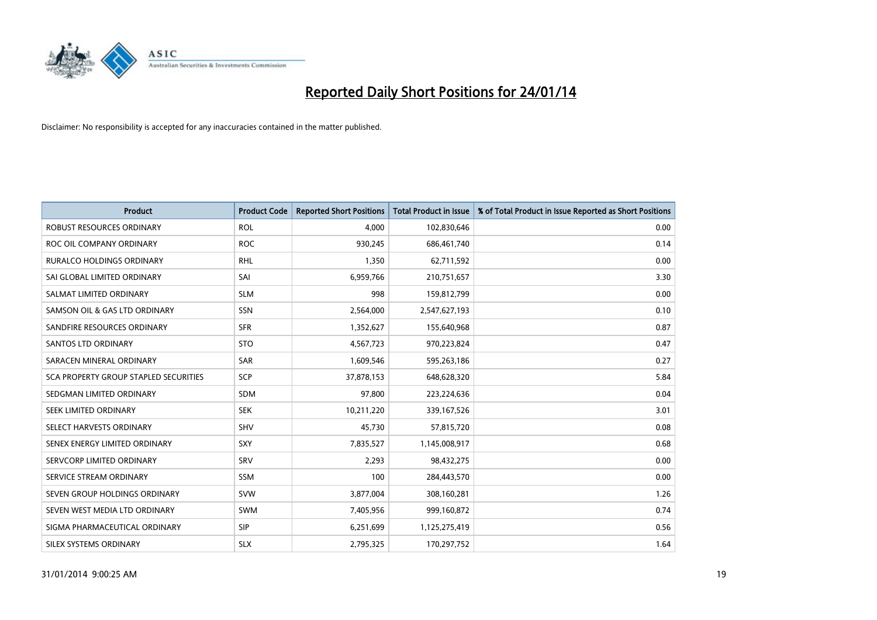# Reported Daily Short Positions for 24/01/14

Disclaimer: No responsibility is accepted for any inaccuracies contained in the matter published.

| Product | Product Code | Reported Short Positions | Total Product in Issue | % of Total Product in Issue Reported as Short Positions |
|---|---|---|---|---|
| ROBUST RESOURCES ORDINARY | ROL | 4,000 | 102,830,646 | 0.00 |
| ROC OIL COMPANY ORDINARY | ROC | 930,245 | 686,461,740 | 0.14 |
| RURALCO HOLDINGS ORDINARY | RHL | 1,350 | 62,711,592 | 0.00 |
| SAI GLOBAL LIMITED ORDINARY | SAI | 6,959,766 | 210,751,657 | 3.30 |
| SALMAT LIMITED ORDINARY | SLM | 998 | 159,812,799 | 0.00 |
| SAMSON OIL & GAS LTD ORDINARY | SSN | 2,564,000 | 2,547,627,193 | 0.10 |
| SANDFIRE RESOURCES ORDINARY | SFR | 1,352,627 | 155,640,968 | 0.87 |
| SANTOS LTD ORDINARY | STO | 4,567,723 | 970,223,824 | 0.47 |
| SARACEN MINERAL ORDINARY | SAR | 1,609,546 | 595,263,186 | 0.27 |
| SCA PROPERTY GROUP STAPLED SECURITIES | SCP | 37,878,153 | 648,628,320 | 5.84 |
| SEDGMAN LIMITED ORDINARY | SDM | 97,800 | 223,224,636 | 0.04 |
| SEEK LIMITED ORDINARY | SEK | 10,211,220 | 339,167,526 | 3.01 |
| SELECT HARVESTS ORDINARY | SHV | 45,730 | 57,815,720 | 0.08 |
| SENEX ENERGY LIMITED ORDINARY | SXY | 7,835,527 | 1,145,008,917 | 0.68 |
| SERVCORP LIMITED ORDINARY | SRV | 2,293 | 98,432,275 | 0.00 |
| SERVICE STREAM ORDINARY | SSM | 100 | 284,443,570 | 0.00 |
| SEVEN GROUP HOLDINGS ORDINARY | SVW | 3,877,004 | 308,160,281 | 1.26 |
| SEVEN WEST MEDIA LTD ORDINARY | SWM | 7,405,956 | 999,160,872 | 0.74 |
| SIGMA PHARMACEUTICAL ORDINARY | SIP | 6,251,699 | 1,125,275,419 | 0.56 |
| SILEX SYSTEMS ORDINARY | SLX | 2,795,325 | 170,297,752 | 1.64 |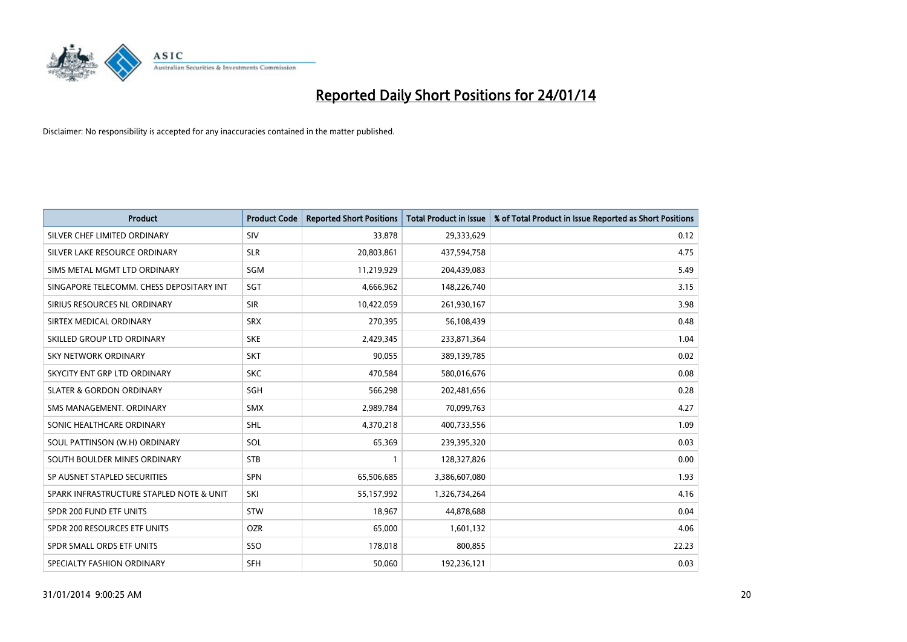# Reported Daily Short Positions for 24/01/14

Disclaimer: No responsibility is accepted for any inaccuracies contained in the matter published.

| Product | Product Code | Reported Short Positions | Total Product in Issue | % of Total Product in Issue Reported as Short Positions |
|---|---|---|---|---|
| SILVER CHEF LIMITED ORDINARY | SIV | 33,878 | 29,333,629 | 0.12 |
| SILVER LAKE RESOURCE ORDINARY | SLR | 20,803,861 | 437,594,758 | 4.75 |
| SIMS METAL MGMT LTD ORDINARY | SGM | 11,219,929 | 204,439,083 | 5.49 |
| SINGAPORE TELECOMM. CHESS DEPOSITARY INT | SGT | 4,666,962 | 148,226,740 | 3.15 |
| SIRIUS RESOURCES NL ORDINARY | SIR | 10,422,059 | 261,930,167 | 3.98 |
| SIRTEX MEDICAL ORDINARY | SRX | 270,395 | 56,108,439 | 0.48 |
| SKILLED GROUP LTD ORDINARY | SKE | 2,429,345 | 233,871,364 | 1.04 |
| SKY NETWORK ORDINARY | SKT | 90,055 | 389,139,785 | 0.02 |
| SKYCITY ENT GRP LTD ORDINARY | SKC | 470,584 | 580,016,676 | 0.08 |
| SLATER & GORDON ORDINARY | SGH | 566,298 | 202,481,656 | 0.28 |
| SMS MANAGEMENT. ORDINARY | SMX | 2,989,784 | 70,099,763 | 4.27 |
| SONIC HEALTHCARE ORDINARY | SHL | 4,370,218 | 400,733,556 | 1.09 |
| SOUL PATTINSON (W.H) ORDINARY | SOL | 65,369 | 239,395,320 | 0.03 |
| SOUTH BOULDER MINES ORDINARY | STB | 1 | 128,327,826 | 0.00 |
| SP AUSNET STAPLED SECURITIES | SPN | 65,506,685 | 3,386,607,080 | 1.93 |
| SPARK INFRASTRUCTURE STAPLED NOTE & UNIT | SKI | 55,157,992 | 1,326,734,264 | 4.16 |
| SPDR 200 FUND ETF UNITS | STW | 18,967 | 44,878,688 | 0.04 |
| SPDR 200 RESOURCES ETF UNITS | OZR | 65,000 | 1,601,132 | 4.06 |
| SPDR SMALL ORDS ETF UNITS | SSO | 178,018 | 800,855 | 22.23 |
| SPECIALTY FASHION ORDINARY | SFH | 50,060 | 192,236,121 | 0.03 |

31/01/2014 9:00:25 AM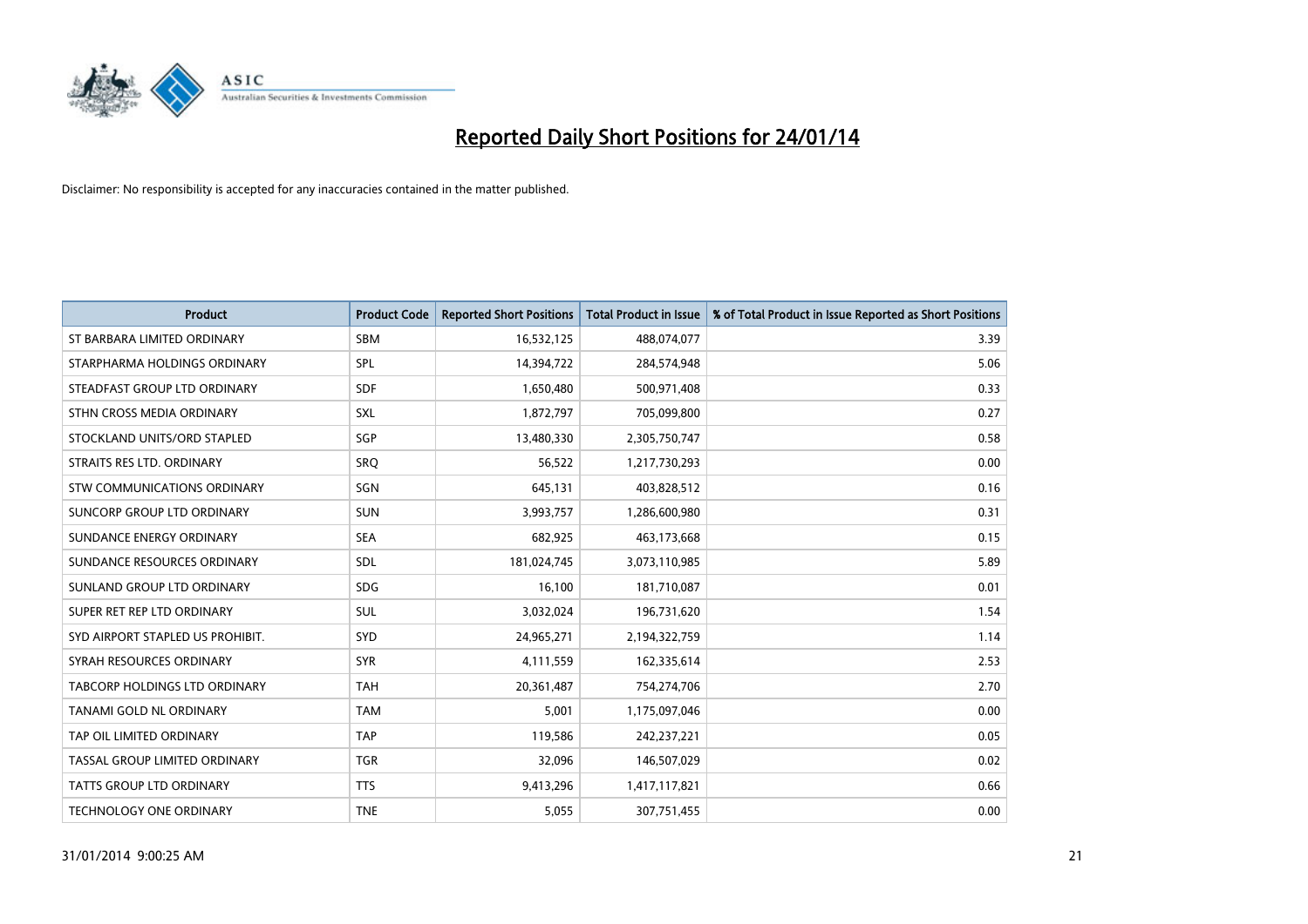# Reported Daily Short Positions for 24/01/14

Disclaimer: No responsibility is accepted for any inaccuracies contained in the matter published.

| Product | Product Code | Reported Short Positions | Total Product in Issue | % of Total Product in Issue Reported as Short Positions |
|---|---|---|---|---|
| ST BARBARA LIMITED ORDINARY | SBM | 16,532,125 | 488,074,077 | 3.39 |
| STARPHARMA HOLDINGS ORDINARY | SPL | 14,394,722 | 284,574,948 | 5.06 |
| STEADFAST GROUP LTD ORDINARY | SDF | 1,650,480 | 500,971,408 | 0.33 |
| STHN CROSS MEDIA ORDINARY | SXL | 1,872,797 | 705,099,800 | 0.27 |
| STOCKLAND UNITS/ORD STAPLED | SGP | 13,480,330 | 2,305,750,747 | 0.58 |
| STRAITS RES LTD. ORDINARY | SRQ | 56,522 | 1,217,730,293 | 0.00 |
| STW COMMUNICATIONS ORDINARY | SGN | 645,131 | 403,828,512 | 0.16 |
| SUNCORP GROUP LTD ORDINARY | SUN | 3,993,757 | 1,286,600,980 | 0.31 |
| SUNDANCE ENERGY ORDINARY | SEA | 682,925 | 463,173,668 | 0.15 |
| SUNDANCE RESOURCES ORDINARY | SDL | 181,024,745 | 3,073,110,985 | 5.89 |
| SUNLAND GROUP LTD ORDINARY | SDG | 16,100 | 181,710,087 | 0.01 |
| SUPER RET REP LTD ORDINARY | SUL | 3,032,024 | 196,731,620 | 1.54 |
| SYD AIRPORT STAPLED US PROHIBIT. | SYD | 24,965,271 | 2,194,322,759 | 1.14 |
| SYRAH RESOURCES ORDINARY | SYR | 4,111,559 | 162,335,614 | 2.53 |
| TABCORP HOLDINGS LTD ORDINARY | TAH | 20,361,487 | 754,274,706 | 2.70 |
| TANAMI GOLD NL ORDINARY | TAM | 5,001 | 1,175,097,046 | 0.00 |
| TAP OIL LIMITED ORDINARY | TAP | 119,586 | 242,237,221 | 0.05 |
| TASSAL GROUP LIMITED ORDINARY | TGR | 32,096 | 146,507,029 | 0.02 |
| TATTS GROUP LTD ORDINARY | TTS | 9,413,296 | 1,417,117,821 | 0.66 |
| TECHNOLOGY ONE ORDINARY | TNE | 5,055 | 307,751,455 | 0.00 |

31/01/2014 9:00:25 AM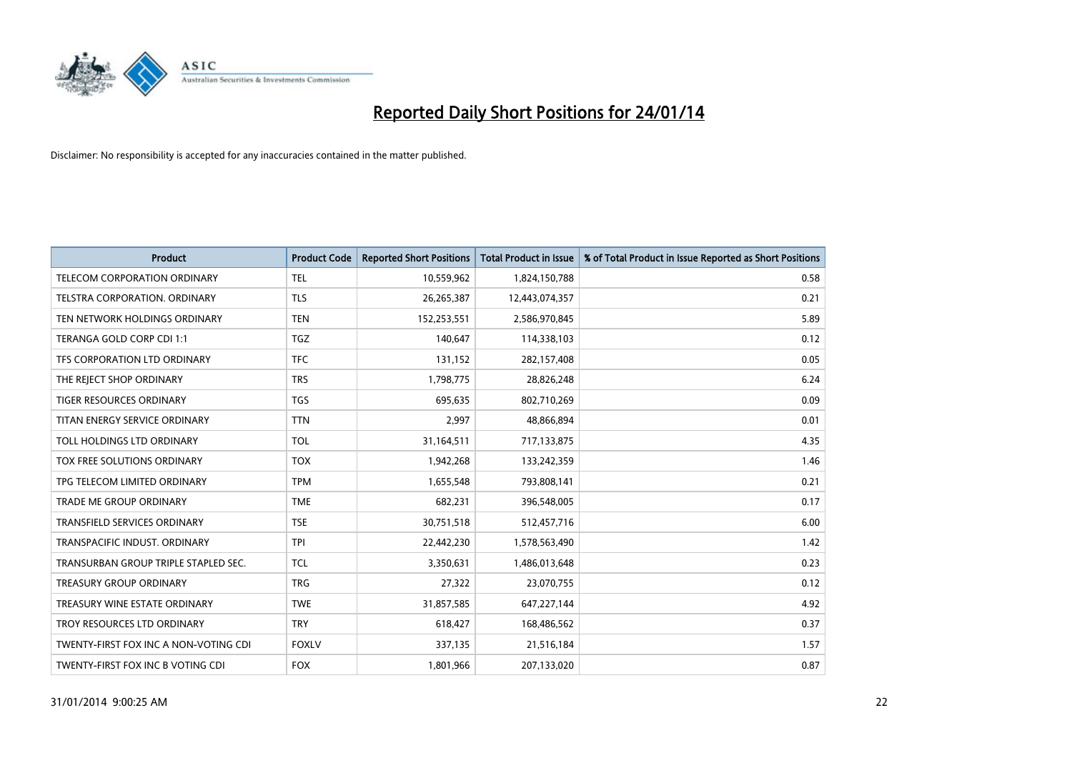# Reported Daily Short Positions for 24/01/14

Disclaimer: No responsibility is accepted for any inaccuracies contained in the matter published.

| Product | Product Code | Reported Short Positions | Total Product in Issue | % of Total Product in Issue Reported as Short Positions |
|---|---|---|---|---|
| TELECOM CORPORATION ORDINARY | TEL | 10,559,962 | 1,824,150,788 | 0.58 |
| TELSTRA CORPORATION. ORDINARY | TLS | 26,265,387 | 12,443,074,357 | 0.21 |
| TEN NETWORK HOLDINGS ORDINARY | TEN | 152,253,551 | 2,586,970,845 | 5.89 |
| TERANGA GOLD CORP CDI 1:1 | TGZ | 140,647 | 114,338,103 | 0.12 |
| TFS CORPORATION LTD ORDINARY | TFC | 131,152 | 282,157,408 | 0.05 |
| THE REJECT SHOP ORDINARY | TRS | 1,798,775 | 28,826,248 | 6.24 |
| TIGER RESOURCES ORDINARY | TGS | 695,635 | 802,710,269 | 0.09 |
| TITAN ENERGY SERVICE ORDINARY | TTN | 2,997 | 48,866,894 | 0.01 |
| TOLL HOLDINGS LTD ORDINARY | TOL | 31,164,511 | 717,133,875 | 4.35 |
| TOX FREE SOLUTIONS ORDINARY | TOX | 1,942,268 | 133,242,359 | 1.46 |
| TPG TELECOM LIMITED ORDINARY | TPM | 1,655,548 | 793,808,141 | 0.21 |
| TRADE ME GROUP ORDINARY | TME | 682,231 | 396,548,005 | 0.17 |
| TRANSFIELD SERVICES ORDINARY | TSE | 30,751,518 | 512,457,716 | 6.00 |
| TRANSPACIFIC INDUST. ORDINARY | TPI | 22,442,230 | 1,578,563,490 | 1.42 |
| TRANSURBAN GROUP TRIPLE STAPLED SEC. | TCL | 3,350,631 | 1,486,013,648 | 0.23 |
| TREASURY GROUP ORDINARY | TRG | 27,322 | 23,070,755 | 0.12 |
| TREASURY WINE ESTATE ORDINARY | TWE | 31,857,585 | 647,227,144 | 4.92 |
| TROY RESOURCES LTD ORDINARY | TRY | 618,427 | 168,486,562 | 0.37 |
| TWENTY-FIRST FOX INC A NON-VOTING CDI | FOXLV | 337,135 | 21,516,184 | 1.57 |
| TWENTY-FIRST FOX INC B VOTING CDI | FOX | 1,801,966 | 207,133,020 | 0.87 |

31/01/2014 9:00:25 AM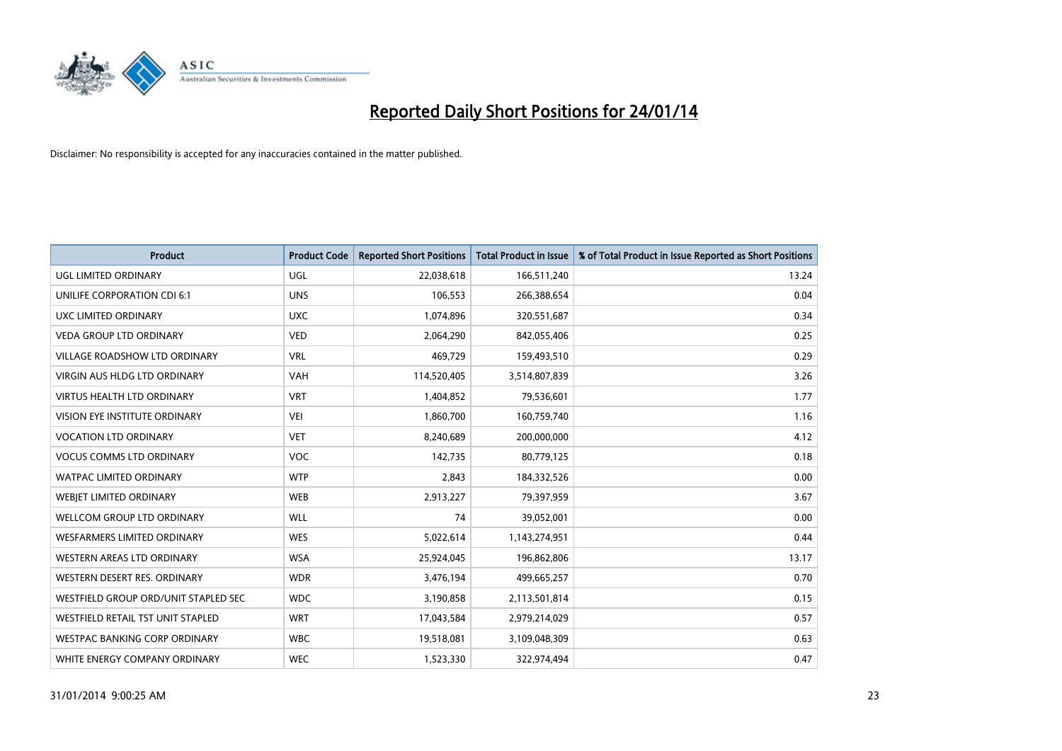# Reported Daily Short Positions for 24/01/14

Disclaimer: No responsibility is accepted for any inaccuracies contained in the matter published.

| Product | Product Code | Reported Short Positions | Total Product in Issue | % of Total Product in Issue Reported as Short Positions |
|---|---|---|---|---|
| UGL LIMITED ORDINARY | UGL | 22,038,618 | 166,511,240 | 13.24 |
| UNILIFE CORPORATION CDI 6:1 | UNS | 106,553 | 266,388,654 | 0.04 |
| UXC LIMITED ORDINARY | UXC | 1,074,896 | 320,551,687 | 0.34 |
| VEDA GROUP LTD ORDINARY | VED | 2,064,290 | 842,055,406 | 0.25 |
| VILLAGE ROADSHOW LTD ORDINARY | VRL | 469,729 | 159,493,510 | 0.29 |
| VIRGIN AUS HLDG LTD ORDINARY | VAH | 114,520,405 | 3,514,807,839 | 3.26 |
| VIRTUS HEALTH LTD ORDINARY | VRT | 1,404,852 | 79,536,601 | 1.77 |
| VISION EYE INSTITUTE ORDINARY | VEI | 1,860,700 | 160,759,740 | 1.16 |
| VOCATION LTD ORDINARY | VET | 8,240,689 | 200,000,000 | 4.12 |
| VOCUS COMMS LTD ORDINARY | VOC | 142,735 | 80,779,125 | 0.18 |
| WATPAC LIMITED ORDINARY | WTP | 2,843 | 184,332,526 | 0.00 |
| WEBJET LIMITED ORDINARY | WEB | 2,913,227 | 79,397,959 | 3.67 |
| WELLCOM GROUP LTD ORDINARY | WLL | 74 | 39,052,001 | 0.00 |
| WESFARMERS LIMITED ORDINARY | WES | 5,022,614 | 1,143,274,951 | 0.44 |
| WESTERN AREAS LTD ORDINARY | WSA | 25,924,045 | 196,862,806 | 13.17 |
| WESTERN DESERT RES. ORDINARY | WDR | 3,476,194 | 499,665,257 | 0.70 |
| WESTFIELD GROUP ORD/UNIT STAPLED SEC | WDC | 3,190,858 | 2,113,501,814 | 0.15 |
| WESTFIELD RETAIL TST UNIT STAPLED | WRT | 17,043,584 | 2,979,214,029 | 0.57 |
| WESTPAC BANKING CORP ORDINARY | WBC | 19,518,081 | 3,109,048,309 | 0.63 |
| WHITE ENERGY COMPANY ORDINARY | WEC | 1,523,330 | 322,974,494 | 0.47 |

31/01/2014 9:00:25 AM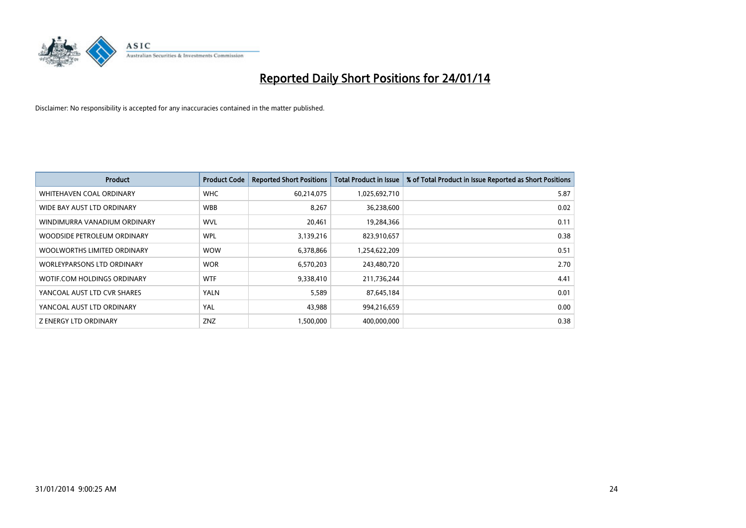# Reported Daily Short Positions for 24/01/14

Disclaimer: No responsibility is accepted for any inaccuracies contained in the matter published.

| Product | Product Code | Reported Short Positions | Total Product in Issue | % of Total Product in Issue Reported as Short Positions |
|---|---|---|---|---|
| WHITEHAVEN COAL ORDINARY | WHC | 60,214,075 | 1,025,692,710 | 5.87 |
| WIDE BAY AUST LTD ORDINARY | WBB | 8,267 | 36,238,600 | 0.02 |
| WINDIMURRA VANADIUM ORDINARY | WVL | 20,461 | 19,284,366 | 0.11 |
| WOODSIDE PETROLEUM ORDINARY | WPL | 3,139,216 | 823,910,657 | 0.38 |
| WOOLWORTHS LIMITED ORDINARY | WOW | 6,378,866 | 1,254,622,209 | 0.51 |
| WORLEYPARSONS LTD ORDINARY | WOR | 6,570,203 | 243,480,720 | 2.70 |
| WOTIF.COM HOLDINGS ORDINARY | WTF | 9,338,410 | 211,736,244 | 4.41 |
| YANCOAL AUST LTD CVR SHARES | YALN | 5,589 | 87,645,184 | 0.01 |
| YANCOAL AUST LTD ORDINARY | YAL | 43,988 | 994,216,659 | 0.00 |
| Z ENERGY LTD ORDINARY | ZNZ | 1,500,000 | 400,000,000 | 0.38 |

31/01/2014 9:00:25 AM